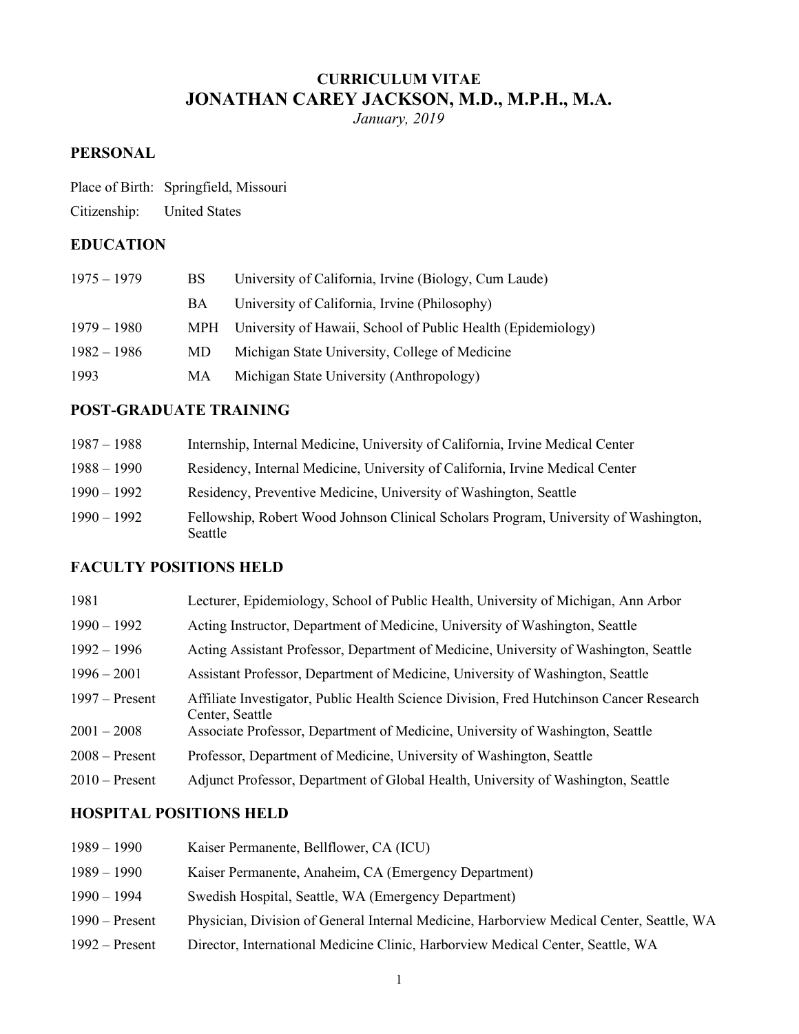**CURRICULUM VITAE**

# JONATHAN CAREY JACKSON, M.D., M.P.H., M.A.

*January, 2019*

## PERSONAL

Place of Birth: Springfield, Missouri

Citizenship: United States

## EDUCATION

| | | |
|---|---|---|
| 1975 – 1979 | BS | University of California, Irvine (Biology, Cum Laude) |
| | BA | University of California, Irvine (Philosophy) |
| 1979 – 1980 | MPH | University of Hawaii, School of Public Health (Epidemiology) |
| 1982 – 1986 | MD | Michigan State University, College of Medicine |
| 1993 | MA | Michigan State University (Anthropology) |

## POST-GRADUATE TRAINING

| | |
|---|---|
| 1987 – 1988 | Internship, Internal Medicine, University of California, Irvine Medical Center |
| 1988 – 1990 | Residency, Internal Medicine, University of California, Irvine Medical Center |
| 1990 – 1992 | Residency, Preventive Medicine, University of Washington, Seattle |
| 1990 – 1992 | Fellowship, Robert Wood Johnson Clinical Scholars Program, University of Washington, Seattle |

## FACULTY POSITIONS HELD

| | |
|---|---|
| 1981 | Lecturer, Epidemiology, School of Public Health, University of Michigan, Ann Arbor |
| 1990 – 1992 | Acting Instructor, Department of Medicine, University of Washington, Seattle |
| 1992 – 1996 | Acting Assistant Professor, Department of Medicine, University of Washington, Seattle |
| 1996 – 2001 | Assistant Professor, Department of Medicine, University of Washington, Seattle |
| 1997 – Present | Affiliate Investigator, Public Health Science Division, Fred Hutchinson Cancer Research Center, Seattle |
| 2001 – 2008 | Associate Professor, Department of Medicine, University of Washington, Seattle |
| 2008 – Present | Professor, Department of Medicine, University of Washington, Seattle |
| 2010 – Present | Adjunct Professor, Department of Global Health, University of Washington, Seattle |

## HOSPITAL POSITIONS HELD

| | |
|---|---|
| 1989 – 1990 | Kaiser Permanente, Bellflower, CA (ICU) |
| 1989 – 1990 | Kaiser Permanente, Anaheim, CA (Emergency Department) |
| 1990 – 1994 | Swedish Hospital, Seattle, WA (Emergency Department) |
| 1990 – Present | Physician, Division of General Internal Medicine, Harborview Medical Center, Seattle, WA |
| 1992 – Present | Director, International Medicine Clinic, Harborview Medical Center, Seattle, WA |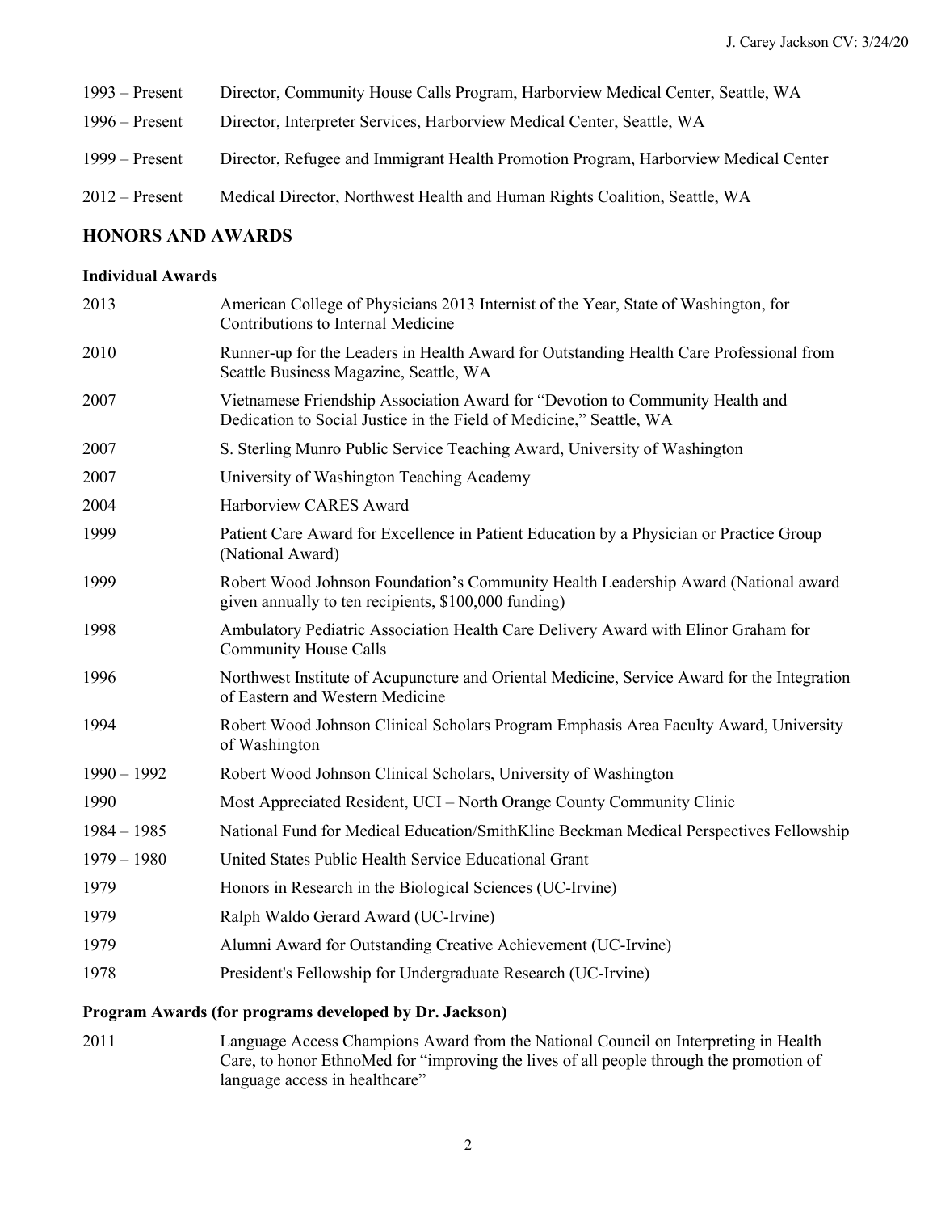1993 – Present  Director, Community House Calls Program, Harborview Medical Center, Seattle, WA

1996 – Present  Director, Interpreter Services, Harborview Medical Center, Seattle, WA

1999 – Present  Director, Refugee and Immigrant Health Promotion Program, Harborview Medical Center

2012 – Present  Medical Director, Northwest Health and Human Rights Coalition, Seattle, WA

## HONORS AND AWARDS

### Individual Awards

2013  American College of Physicians 2013 Internist of the Year, State of Washington, for Contributions to Internal Medicine

2010  Runner-up for the Leaders in Health Award for Outstanding Health Care Professional from Seattle Business Magazine, Seattle, WA

2007  Vietnamese Friendship Association Award for "Devotion to Community Health and Dedication to Social Justice in the Field of Medicine," Seattle, WA

2007  S. Sterling Munro Public Service Teaching Award, University of Washington

2007  University of Washington Teaching Academy

2004  Harborview CARES Award

1999  Patient Care Award for Excellence in Patient Education by a Physician or Practice Group (National Award)

1999  Robert Wood Johnson Foundation's Community Health Leadership Award (National award given annually to ten recipients, $100,000 funding)

1998  Ambulatory Pediatric Association Health Care Delivery Award with Elinor Graham for Community House Calls

1996  Northwest Institute of Acupuncture and Oriental Medicine, Service Award for the Integration of Eastern and Western Medicine

1994  Robert Wood Johnson Clinical Scholars Program Emphasis Area Faculty Award, University of Washington

1990 – 1992  Robert Wood Johnson Clinical Scholars, University of Washington

1990  Most Appreciated Resident, UCI – North Orange County Community Clinic

1984 – 1985  National Fund for Medical Education/SmithKline Beckman Medical Perspectives Fellowship

1979 – 1980  United States Public Health Service Educational Grant

1979  Honors in Research in the Biological Sciences (UC-Irvine)

1979  Ralph Waldo Gerard Award (UC-Irvine)

1979  Alumni Award for Outstanding Creative Achievement (UC-Irvine)

1978  President's Fellowship for Undergraduate Research (UC-Irvine)

### Program Awards (for programs developed by Dr. Jackson)

2011  Language Access Champions Award from the National Council on Interpreting in Health Care, to honor EthnoMed for "improving the lives of all people through the promotion of language access in healthcare"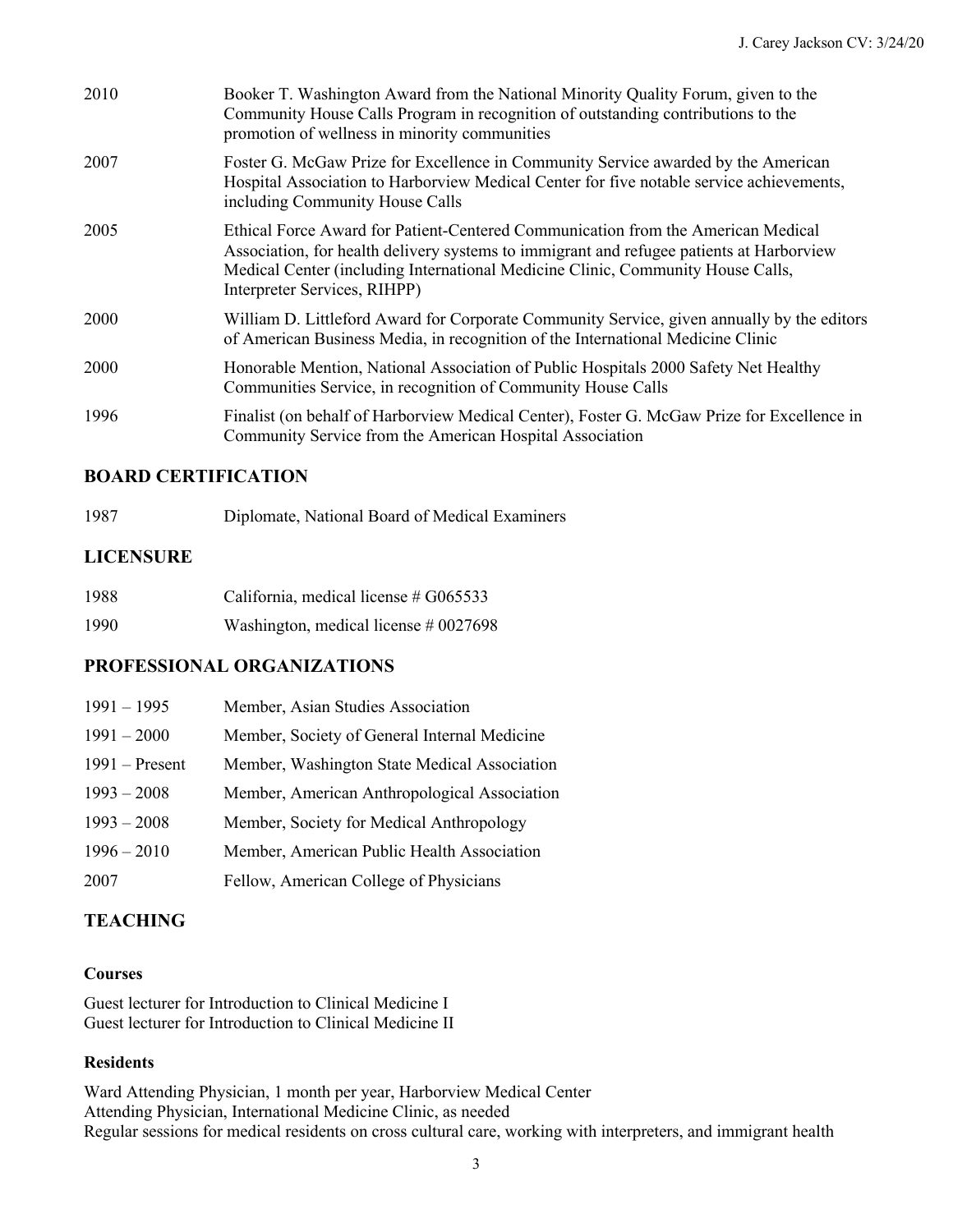| | |
|---|---|
| 2010 | Booker T. Washington Award from the National Minority Quality Forum, given to the Community House Calls Program in recognition of outstanding contributions to the promotion of wellness in minority communities |
| 2007 | Foster G. McGaw Prize for Excellence in Community Service awarded by the American Hospital Association to Harborview Medical Center for five notable service achievements, including Community House Calls |
| 2005 | Ethical Force Award for Patient-Centered Communication from the American Medical Association, for health delivery systems to immigrant and refugee patients at Harborview Medical Center (including International Medicine Clinic, Community House Calls, Interpreter Services, RIHPP) |
| 2000 | William D. Littleford Award for Corporate Community Service, given annually by the editors of American Business Media, in recognition of the International Medicine Clinic |
| 2000 | Honorable Mention, National Association of Public Hospitals 2000 Safety Net Healthy Communities Service, in recognition of Community House Calls |
| 1996 | Finalist (on behalf of Harborview Medical Center), Foster G. McGaw Prize for Excellence in Community Service from the American Hospital Association |

## BOARD CERTIFICATION

| | |
|---|---|
| 1987 | Diplomate, National Board of Medical Examiners |

## LICENSURE

| | |
|---|---|
| 1988 | California, medical license # G065533 |
| 1990 | Washington, medical license # 0027698 |

## PROFESSIONAL ORGANIZATIONS

| | |
|---|---|
| 1991 – 1995 | Member, Asian Studies Association |
| 1991 – 2000 | Member, Society of General Internal Medicine |
| 1991 – Present | Member, Washington State Medical Association |
| 1993 – 2008 | Member, American Anthropological Association |
| 1993 – 2008 | Member, Society for Medical Anthropology |
| 1996 – 2010 | Member, American Public Health Association |
| 2007 | Fellow, American College of Physicians |

## TEACHING

### Courses

Guest lecturer for Introduction to Clinical Medicine I
Guest lecturer for Introduction to Clinical Medicine II

### Residents

Ward Attending Physician, 1 month per year, Harborview Medical Center
Attending Physician, International Medicine Clinic, as needed
Regular sessions for medical residents on cross cultural care, working with interpreters, and immigrant health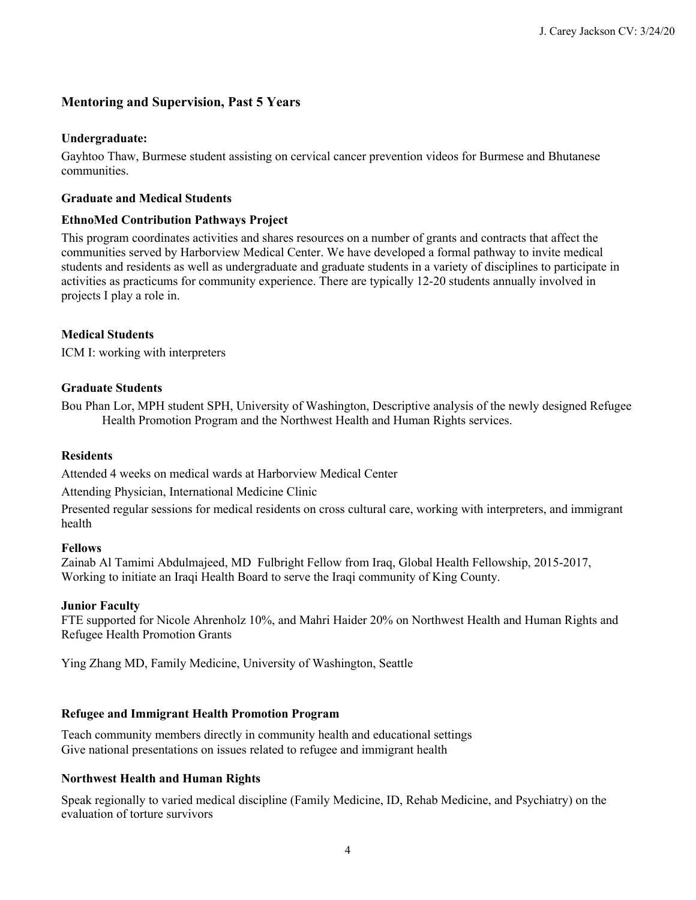## Mentoring and Supervision, Past 5 Years

**Undergraduate:**

Gayhtoo Thaw, Burmese student assisting on cervical cancer prevention videos for Burmese and Bhutanese communities.

**Graduate and Medical Students**

**EthnoMed Contribution Pathways Project**

This program coordinates activities and shares resources on a number of grants and contracts that affect the communities served by Harborview Medical Center. We have developed a formal pathway to invite medical students and residents as well as undergraduate and graduate students in a variety of disciplines to participate in activities as practicums for community experience. There are typically 12-20 students annually involved in projects I play a role in.

**Medical Students**

ICM I: working with interpreters

**Graduate Students**

Bou Phan Lor, MPH student SPH, University of Washington, Descriptive analysis of the newly designed Refugee Health Promotion Program and the Northwest Health and Human Rights services.

**Residents**

Attended 4 weeks on medical wards at Harborview Medical Center

Attending Physician, International Medicine Clinic

Presented regular sessions for medical residents on cross cultural care, working with interpreters, and immigrant health

**Fellows**

Zainab Al Tamimi Abdulmajeed, MD Fulbright Fellow from Iraq, Global Health Fellowship, 2015-2017, Working to initiate an Iraqi Health Board to serve the Iraqi community of King County.

**Junior Faculty**

FTE supported for Nicole Ahrenholz 10%, and Mahri Haider 20% on Northwest Health and Human Rights and Refugee Health Promotion Grants

Ying Zhang MD, Family Medicine, University of Washington, Seattle

**Refugee and Immigrant Health Promotion Program**

Teach community members directly in community health and educational settings
Give national presentations on issues related to refugee and immigrant health

**Northwest Health and Human Rights**

Speak regionally to varied medical discipline (Family Medicine, ID, Rehab Medicine, and Psychiatry) on the evaluation of torture survivors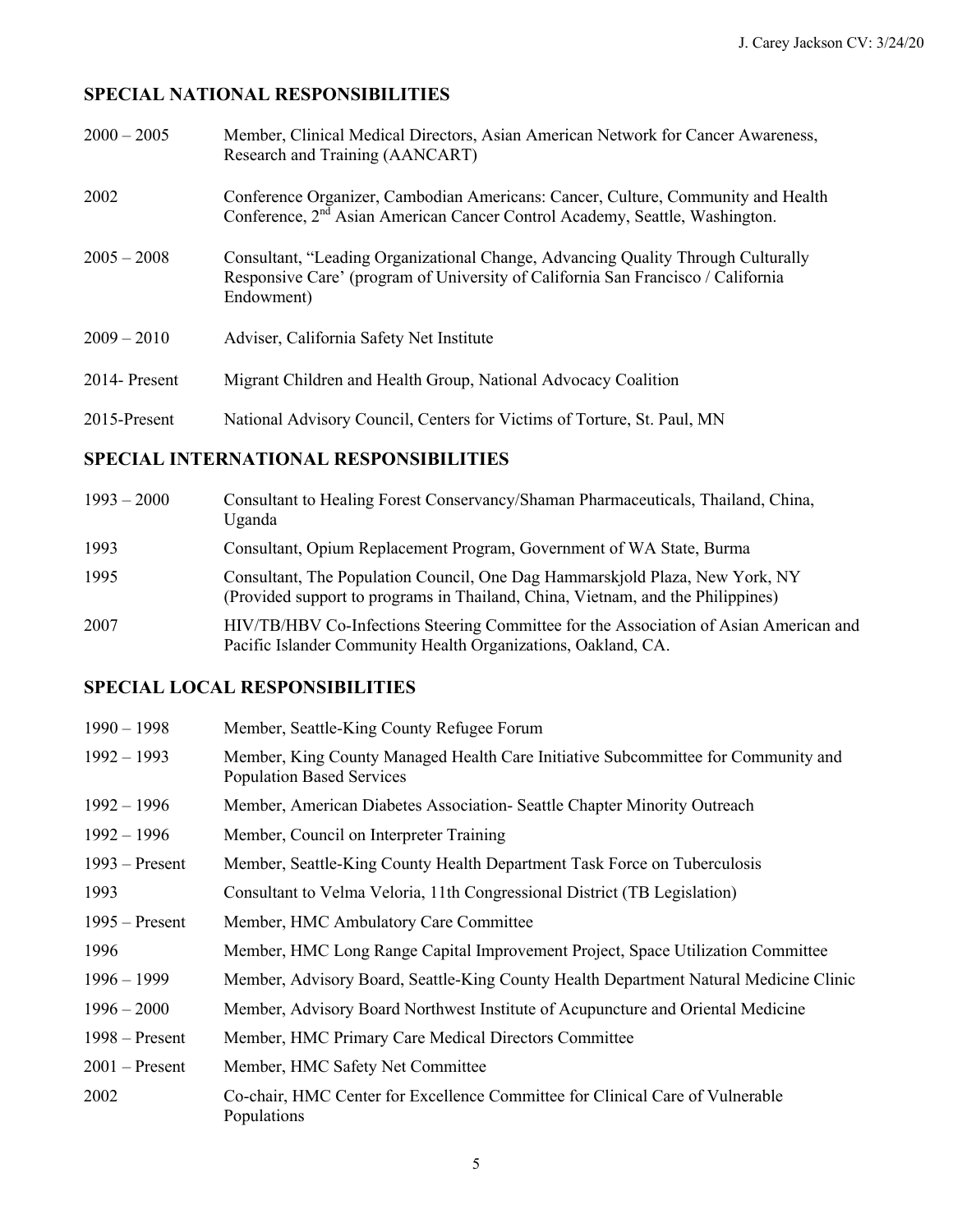## SPECIAL NATIONAL RESPONSIBILITIES

| | |
|---|---|
| 2000 – 2005 | Member, Clinical Medical Directors, Asian American Network for Cancer Awareness, Research and Training (AANCART) |
| 2002 | Conference Organizer, Cambodian Americans: Cancer, Culture, Community and Health Conference, 2nd Asian American Cancer Control Academy, Seattle, Washington. |
| 2005 – 2008 | Consultant, "Leading Organizational Change, Advancing Quality Through Culturally Responsive Care' (program of University of California San Francisco / California Endowment) |
| 2009 – 2010 | Adviser, California Safety Net Institute |
| 2014- Present | Migrant Children and Health Group, National Advocacy Coalition |
| 2015-Present | National Advisory Council, Centers for Victims of Torture, St. Paul, MN |

## SPECIAL INTERNATIONAL RESPONSIBILITIES

| | |
|---|---|
| 1993 – 2000 | Consultant to Healing Forest Conservancy/Shaman Pharmaceuticals, Thailand, China, Uganda |
| 1993 | Consultant, Opium Replacement Program, Government of WA State, Burma |
| 1995 | Consultant, The Population Council, One Dag Hammarskjold Plaza, New York, NY (Provided support to programs in Thailand, China, Vietnam, and the Philippines) |
| 2007 | HIV/TB/HBV Co-Infections Steering Committee for the Association of Asian American and Pacific Islander Community Health Organizations, Oakland, CA. |

## SPECIAL LOCAL RESPONSIBILITIES

| | |
|---|---|
| 1990 – 1998 | Member, Seattle-King County Refugee Forum |
| 1992 – 1993 | Member, King County Managed Health Care Initiative Subcommittee for Community and Population Based Services |
| 1992 – 1996 | Member, American Diabetes Association- Seattle Chapter Minority Outreach |
| 1992 – 1996 | Member, Council on Interpreter Training |
| 1993 – Present | Member, Seattle-King County Health Department Task Force on Tuberculosis |
| 1993 | Consultant to Velma Veloria, 11th Congressional District (TB Legislation) |
| 1995 – Present | Member, HMC Ambulatory Care Committee |
| 1996 | Member, HMC Long Range Capital Improvement Project, Space Utilization Committee |
| 1996 – 1999 | Member, Advisory Board, Seattle-King County Health Department Natural Medicine Clinic |
| 1996 – 2000 | Member, Advisory Board Northwest Institute of Acupuncture and Oriental Medicine |
| 1998 – Present | Member, HMC Primary Care Medical Directors Committee |
| 2001 – Present | Member, HMC Safety Net Committee |
| 2002 | Co-chair, HMC Center for Excellence Committee for Clinical Care of Vulnerable Populations |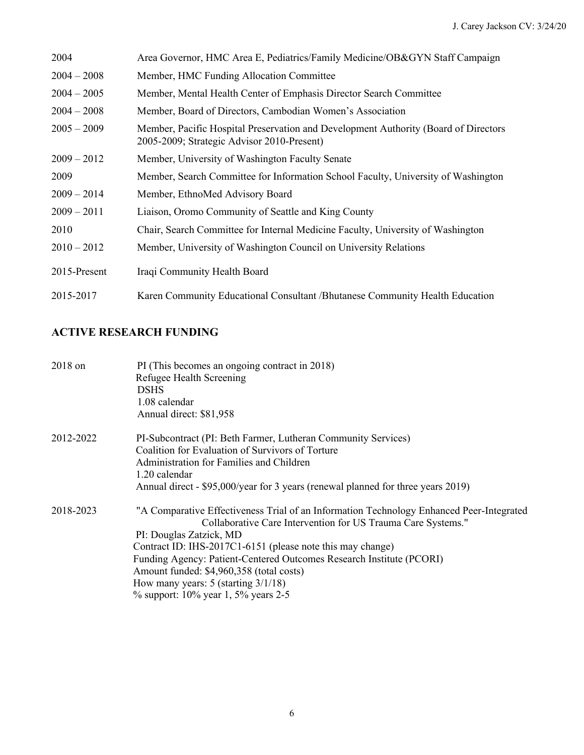| | |
|---|---|
| 2004 | Area Governor, HMC Area E, Pediatrics/Family Medicine/OB&GYN Staff Campaign |
| 2004 – 2008 | Member, HMC Funding Allocation Committee |
| 2004 – 2005 | Member, Mental Health Center of Emphasis Director Search Committee |
| 2004 – 2008 | Member, Board of Directors, Cambodian Women's Association |
| 2005 – 2009 | Member, Pacific Hospital Preservation and Development Authority (Board of Directors 2005-2009; Strategic Advisor 2010-Present) |
| 2009 – 2012 | Member, University of Washington Faculty Senate |
| 2009 | Member, Search Committee for Information School Faculty, University of Washington |
| 2009 – 2014 | Member, EthnoMed Advisory Board |
| 2009 – 2011 | Liaison, Oromo Community of Seattle and King County |
| 2010 | Chair, Search Committee for Internal Medicine Faculty, University of Washington |
| 2010 – 2012 | Member, University of Washington Council on University Relations |
| 2015-Present | Iraqi Community Health Board |
| 2015-2017 | Karen Community Educational Consultant /Bhutanese Community Health Education |

## ACTIVE RESEARCH FUNDING

2018 on
PI (This becomes an ongoing contract in 2018)
Refugee Health Screening
DSHS
1.08 calendar
Annual direct: $81,958

2012-2022
PI-Subcontract (PI: Beth Farmer, Lutheran Community Services)
Coalition for Evaluation of Survivors of Torture
Administration for Families and Children
1.20 calendar
Annual direct - $95,000/year for 3 years (renewal planned for three years 2019)

2018-2023
"A Comparative Effectiveness Trial of an Information Technology Enhanced Peer-Integrated Collaborative Care Intervention for US Trauma Care Systems."
PI: Douglas Zatzick, MD
Contract ID: IHS-2017C1-6151 (please note this may change)
Funding Agency: Patient-Centered Outcomes Research Institute (PCORI)
Amount funded: $4,960,358 (total costs)
How many years: 5 (starting 3/1/18)
% support: 10% year 1, 5% years 2-5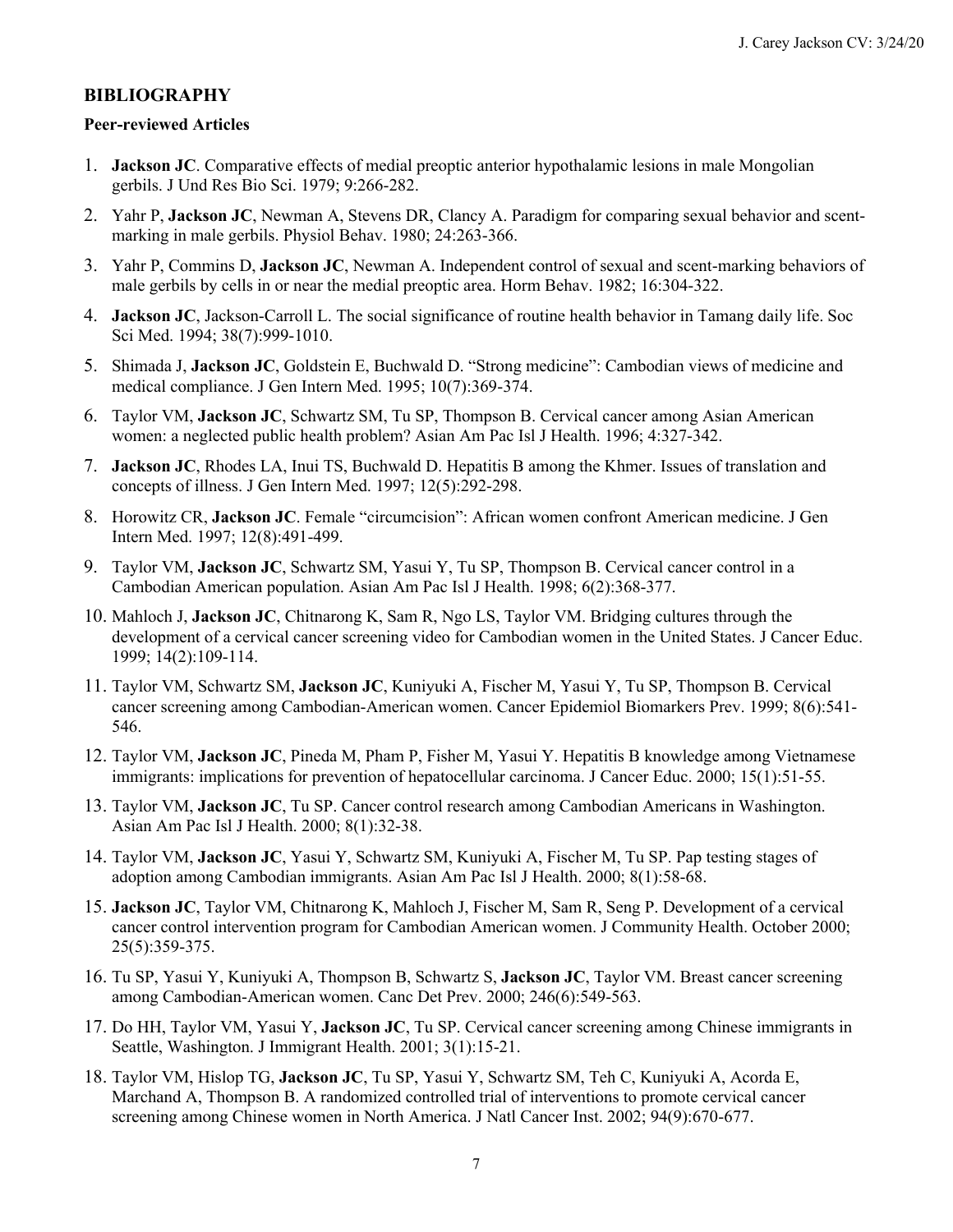## BIBLIOGRAPHY

### Peer-reviewed Articles

1. **Jackson JC**. Comparative effects of medial preoptic anterior hypothalamic lesions in male Mongolian gerbils. J Und Res Bio Sci. 1979; 9:266-282.

2. Yahr P, **Jackson JC**, Newman A, Stevens DR, Clancy A. Paradigm for comparing sexual behavior and scent-marking in male gerbils. Physiol Behav. 1980; 24:263-366.

3. Yahr P, Commins D, **Jackson JC**, Newman A. Independent control of sexual and scent-marking behaviors of male gerbils by cells in or near the medial preoptic area. Horm Behav. 1982; 16:304-322.

4. **Jackson JC**, Jackson-Carroll L. The social significance of routine health behavior in Tamang daily life. Soc Sci Med. 1994; 38(7):999-1010.

5. Shimada J, **Jackson JC**, Goldstein E, Buchwald D. "Strong medicine": Cambodian views of medicine and medical compliance. J Gen Intern Med. 1995; 10(7):369-374.

6. Taylor VM, **Jackson JC**, Schwartz SM, Tu SP, Thompson B. Cervical cancer among Asian American women: a neglected public health problem? Asian Am Pac Isl J Health. 1996; 4:327-342.

7. **Jackson JC**, Rhodes LA, Inui TS, Buchwald D. Hepatitis B among the Khmer. Issues of translation and concepts of illness. J Gen Intern Med. 1997; 12(5):292-298.

8. Horowitz CR, **Jackson JC**. Female "circumcision": African women confront American medicine. J Gen Intern Med. 1997; 12(8):491-499.

9. Taylor VM, **Jackson JC**, Schwartz SM, Yasui Y, Tu SP, Thompson B. Cervical cancer control in a Cambodian American population. Asian Am Pac Isl J Health. 1998; 6(2):368-377.

10. Mahloch J, **Jackson JC**, Chitnarong K, Sam R, Ngo LS, Taylor VM. Bridging cultures through the development of a cervical cancer screening video for Cambodian women in the United States. J Cancer Educ. 1999; 14(2):109-114.

11. Taylor VM, Schwartz SM, **Jackson JC**, Kuniyuki A, Fischer M, Yasui Y, Tu SP, Thompson B. Cervical cancer screening among Cambodian-American women. Cancer Epidemiol Biomarkers Prev. 1999; 8(6):541-546.

12. Taylor VM, **Jackson JC**, Pineda M, Pham P, Fisher M, Yasui Y. Hepatitis B knowledge among Vietnamese immigrants: implications for prevention of hepatocellular carcinoma. J Cancer Educ. 2000; 15(1):51-55.

13. Taylor VM, **Jackson JC**, Tu SP. Cancer control research among Cambodian Americans in Washington. Asian Am Pac Isl J Health. 2000; 8(1):32-38.

14. Taylor VM, **Jackson JC**, Yasui Y, Schwartz SM, Kuniyuki A, Fischer M, Tu SP. Pap testing stages of adoption among Cambodian immigrants. Asian Am Pac Isl J Health. 2000; 8(1):58-68.

15. **Jackson JC**, Taylor VM, Chitnarong K, Mahloch J, Fischer M, Sam R, Seng P. Development of a cervical cancer control intervention program for Cambodian American women. J Community Health. October 2000; 25(5):359-375.

16. Tu SP, Yasui Y, Kuniyuki A, Thompson B, Schwartz S, **Jackson JC**, Taylor VM. Breast cancer screening among Cambodian-American women. Canc Det Prev. 2000; 246(6):549-563.

17. Do HH, Taylor VM, Yasui Y, **Jackson JC**, Tu SP. Cervical cancer screening among Chinese immigrants in Seattle, Washington. J Immigrant Health. 2001; 3(1):15-21.

18. Taylor VM, Hislop TG, **Jackson JC**, Tu SP, Yasui Y, Schwartz SM, Teh C, Kuniyuki A, Acorda E, Marchand A, Thompson B. A randomized controlled trial of interventions to promote cervical cancer screening among Chinese women in North America. J Natl Cancer Inst. 2002; 94(9):670-677.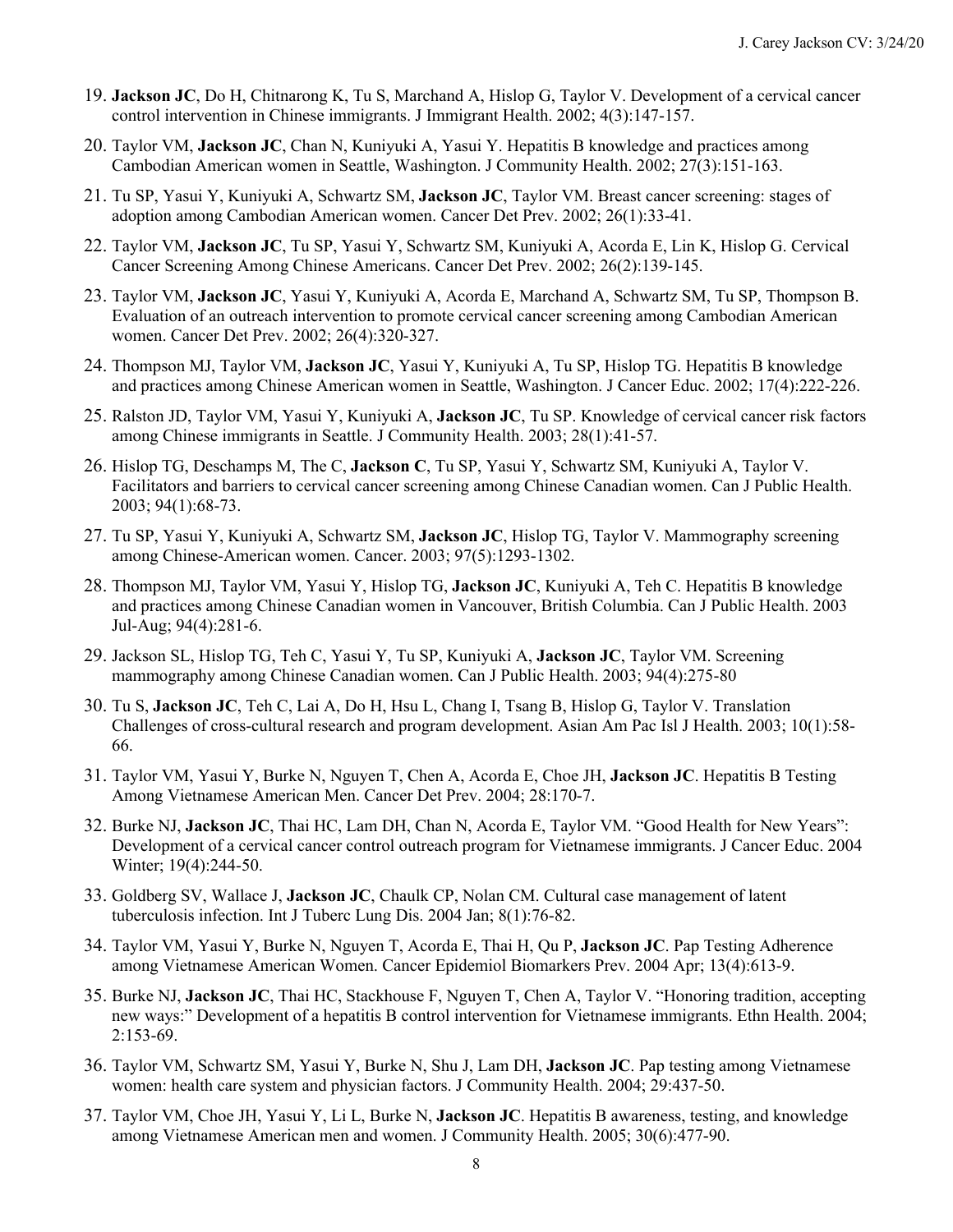19. **Jackson JC**, Do H, Chitnarong K, Tu S, Marchand A, Hislop G, Taylor V. Development of a cervical cancer control intervention in Chinese immigrants. J Immigrant Health. 2002; 4(3):147-157.
20. Taylor VM, **Jackson JC**, Chan N, Kuniyuki A, Yasui Y. Hepatitis B knowledge and practices among Cambodian American women in Seattle, Washington. J Community Health. 2002; 27(3):151-163.
21. Tu SP, Yasui Y, Kuniyuki A, Schwartz SM, **Jackson JC**, Taylor VM. Breast cancer screening: stages of adoption among Cambodian American women. Cancer Det Prev. 2002; 26(1):33-41.
22. Taylor VM, **Jackson JC**, Tu SP, Yasui Y, Schwartz SM, Kuniyuki A, Acorda E, Lin K, Hislop G. Cervical Cancer Screening Among Chinese Americans. Cancer Det Prev. 2002; 26(2):139-145.
23. Taylor VM, **Jackson JC**, Yasui Y, Kuniyuki A, Acorda E, Marchand A, Schwartz SM, Tu SP, Thompson B. Evaluation of an outreach intervention to promote cervical cancer screening among Cambodian American women. Cancer Det Prev. 2002; 26(4):320-327.
24. Thompson MJ, Taylor VM, **Jackson JC**, Yasui Y, Kuniyuki A, Tu SP, Hislop TG. Hepatitis B knowledge and practices among Chinese American women in Seattle, Washington. J Cancer Educ. 2002; 17(4):222-226.
25. Ralston JD, Taylor VM, Yasui Y, Kuniyuki A, **Jackson JC**, Tu SP. Knowledge of cervical cancer risk factors among Chinese immigrants in Seattle. J Community Health. 2003; 28(1):41-57.
26. Hislop TG, Deschamps M, The C, **Jackson C**, Tu SP, Yasui Y, Schwartz SM, Kuniyuki A, Taylor V. Facilitators and barriers to cervical cancer screening among Chinese Canadian women. Can J Public Health. 2003; 94(1):68-73.
27. Tu SP, Yasui Y, Kuniyuki A, Schwartz SM, **Jackson JC**, Hislop TG, Taylor V. Mammography screening among Chinese-American women. Cancer. 2003; 97(5):1293-1302.
28. Thompson MJ, Taylor VM, Yasui Y, Hislop TG, **Jackson JC**, Kuniyuki A, Teh C. Hepatitis B knowledge and practices among Chinese Canadian women in Vancouver, British Columbia. Can J Public Health. 2003 Jul-Aug; 94(4):281-6.
29. Jackson SL, Hislop TG, Teh C, Yasui Y, Tu SP, Kuniyuki A, **Jackson JC**, Taylor VM. Screening mammography among Chinese Canadian women. Can J Public Health. 2003; 94(4):275-80
30. Tu S, **Jackson JC**, Teh C, Lai A, Do H, Hsu L, Chang I, Tsang B, Hislop G, Taylor V. Translation Challenges of cross-cultural research and program development. Asian Am Pac Isl J Health. 2003; 10(1):58-66.
31. Taylor VM, Yasui Y, Burke N, Nguyen T, Chen A, Acorda E, Choe JH, **Jackson JC**. Hepatitis B Testing Among Vietnamese American Men. Cancer Det Prev. 2004; 28:170-7.
32. Burke NJ, **Jackson JC**, Thai HC, Lam DH, Chan N, Acorda E, Taylor VM. "Good Health for New Years": Development of a cervical cancer control outreach program for Vietnamese immigrants. J Cancer Educ. 2004 Winter; 19(4):244-50.
33. Goldberg SV, Wallace J, **Jackson JC**, Chaulk CP, Nolan CM. Cultural case management of latent tuberculosis infection. Int J Tuberc Lung Dis. 2004 Jan; 8(1):76-82.
34. Taylor VM, Yasui Y, Burke N, Nguyen T, Acorda E, Thai H, Qu P, **Jackson JC**. Pap Testing Adherence among Vietnamese American Women. Cancer Epidemiol Biomarkers Prev. 2004 Apr; 13(4):613-9.
35. Burke NJ, **Jackson JC**, Thai HC, Stackhouse F, Nguyen T, Chen A, Taylor V. "Honoring tradition, accepting new ways:" Development of a hepatitis B control intervention for Vietnamese immigrants. Ethn Health. 2004; 2:153-69.
36. Taylor VM, Schwartz SM, Yasui Y, Burke N, Shu J, Lam DH, **Jackson JC**. Pap testing among Vietnamese women: health care system and physician factors. J Community Health. 2004; 29:437-50.
37. Taylor VM, Choe JH, Yasui Y, Li L, Burke N, **Jackson JC**. Hepatitis B awareness, testing, and knowledge among Vietnamese American men and women. J Community Health. 2005; 30(6):477-90.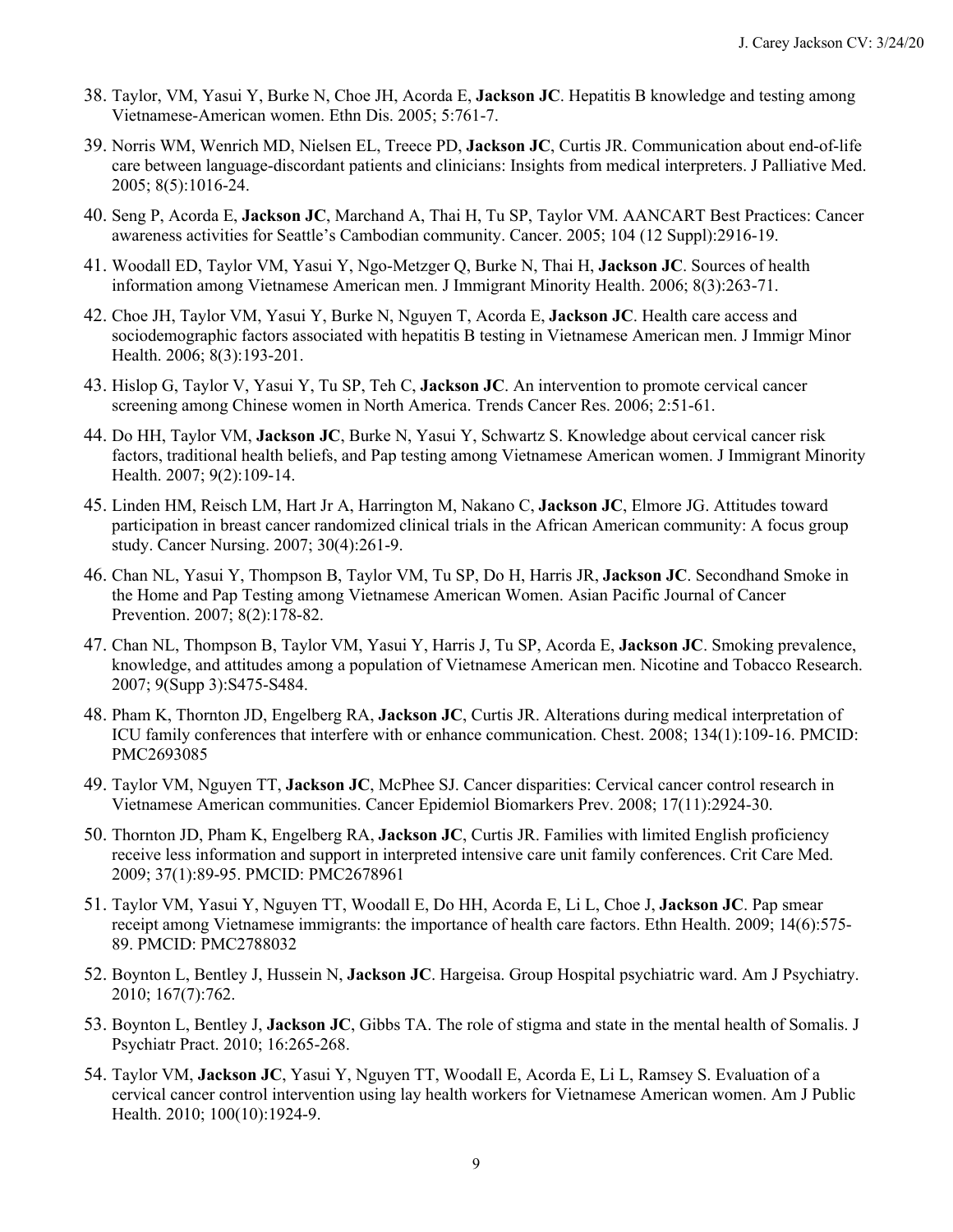38. Taylor, VM, Yasui Y, Burke N, Choe JH, Acorda E, **Jackson JC**. Hepatitis B knowledge and testing among Vietnamese-American women. Ethn Dis. 2005; 5:761-7.
39. Norris WM, Wenrich MD, Nielsen EL, Treece PD, **Jackson JC**, Curtis JR. Communication about end-of-life care between language-discordant patients and clinicians: Insights from medical interpreters. J Palliative Med. 2005; 8(5):1016-24.
40. Seng P, Acorda E, **Jackson JC**, Marchand A, Thai H, Tu SP, Taylor VM. AANCART Best Practices: Cancer awareness activities for Seattle's Cambodian community. Cancer. 2005; 104 (12 Suppl):2916-19.
41. Woodall ED, Taylor VM, Yasui Y, Ngo-Metzger Q, Burke N, Thai H, **Jackson JC**. Sources of health information among Vietnamese American men. J Immigrant Minority Health. 2006; 8(3):263-71.
42. Choe JH, Taylor VM, Yasui Y, Burke N, Nguyen T, Acorda E, **Jackson JC**. Health care access and sociodemographic factors associated with hepatitis B testing in Vietnamese American men. J Immigr Minor Health. 2006; 8(3):193-201.
43. Hislop G, Taylor V, Yasui Y, Tu SP, Teh C, **Jackson JC**. An intervention to promote cervical cancer screening among Chinese women in North America. Trends Cancer Res. 2006; 2:51-61.
44. Do HH, Taylor VM, **Jackson JC**, Burke N, Yasui Y, Schwartz S. Knowledge about cervical cancer risk factors, traditional health beliefs, and Pap testing among Vietnamese American women. J Immigrant Minority Health. 2007; 9(2):109-14.
45. Linden HM, Reisch LM, Hart Jr A, Harrington M, Nakano C, **Jackson JC**, Elmore JG. Attitudes toward participation in breast cancer randomized clinical trials in the African American community: A focus group study. Cancer Nursing. 2007; 30(4):261-9.
46. Chan NL, Yasui Y, Thompson B, Taylor VM, Tu SP, Do H, Harris JR, **Jackson JC**. Secondhand Smoke in the Home and Pap Testing among Vietnamese American Women. Asian Pacific Journal of Cancer Prevention. 2007; 8(2):178-82.
47. Chan NL, Thompson B, Taylor VM, Yasui Y, Harris J, Tu SP, Acorda E, **Jackson JC**. Smoking prevalence, knowledge, and attitudes among a population of Vietnamese American men. Nicotine and Tobacco Research. 2007; 9(Supp 3):S475-S484.
48. Pham K, Thornton JD, Engelberg RA, **Jackson JC**, Curtis JR. Alterations during medical interpretation of ICU family conferences that interfere with or enhance communication. Chest. 2008; 134(1):109-16. PMCID: PMC2693085
49. Taylor VM, Nguyen TT, **Jackson JC**, McPhee SJ. Cancer disparities: Cervical cancer control research in Vietnamese American communities. Cancer Epidemiol Biomarkers Prev. 2008; 17(11):2924-30.
50. Thornton JD, Pham K, Engelberg RA, **Jackson JC**, Curtis JR. Families with limited English proficiency receive less information and support in interpreted intensive care unit family conferences. Crit Care Med. 2009; 37(1):89-95. PMCID: PMC2678961
51. Taylor VM, Yasui Y, Nguyen TT, Woodall E, Do HH, Acorda E, Li L, Choe J, **Jackson JC**. Pap smear receipt among Vietnamese immigrants: the importance of health care factors. Ethn Health. 2009; 14(6):575-89. PMCID: PMC2788032
52. Boynton L, Bentley J, Hussein N, **Jackson JC**. Hargeisa. Group Hospital psychiatric ward. Am J Psychiatry. 2010; 167(7):762.
53. Boynton L, Bentley J, **Jackson JC**, Gibbs TA. The role of stigma and state in the mental health of Somalis. J Psychiatr Pract. 2010; 16:265-268.
54. Taylor VM, **Jackson JC**, Yasui Y, Nguyen TT, Woodall E, Acorda E, Li L, Ramsey S. Evaluation of a cervical cancer control intervention using lay health workers for Vietnamese American women. Am J Public Health. 2010; 100(10):1924-9.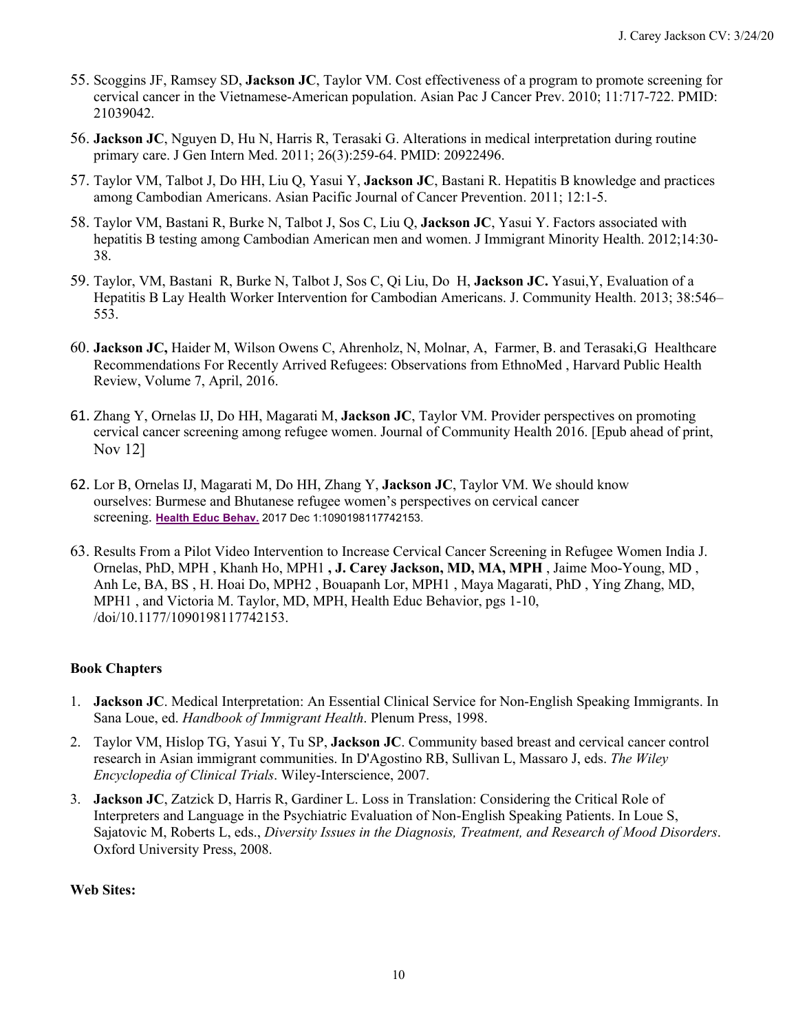55. Scoggins JF, Ramsey SD, **Jackson JC**, Taylor VM. Cost effectiveness of a program to promote screening for cervical cancer in the Vietnamese-American population. Asian Pac J Cancer Prev. 2010; 11:717-722. PMID: 21039042.

56. **Jackson JC**, Nguyen D, Hu N, Harris R, Terasaki G. Alterations in medical interpretation during routine primary care. J Gen Intern Med. 2011; 26(3):259-64. PMID: 20922496.

57. Taylor VM, Talbot J, Do HH, Liu Q, Yasui Y, **Jackson JC**, Bastani R. Hepatitis B knowledge and practices among Cambodian Americans. Asian Pacific Journal of Cancer Prevention. 2011; 12:1-5.

58. Taylor VM, Bastani R, Burke N, Talbot J, Sos C, Liu Q, **Jackson JC**, Yasui Y. Factors associated with hepatitis B testing among Cambodian American men and women. J Immigrant Minority Health. 2012;14:30-38.

59. Taylor, VM, Bastani R, Burke N, Talbot J, Sos C, Qi Liu, Do H, **Jackson JC.** Yasui,Y, Evaluation of a Hepatitis B Lay Health Worker Intervention for Cambodian Americans. J. Community Health. 2013; 38:546–553.

60. **Jackson JC,** Haider M, Wilson Owens C, Ahrenholz, N, Molnar, A, Farmer, B. and Terasaki,G Healthcare Recommendations For Recently Arrived Refugees: Observations from EthnoMed , Harvard Public Health Review, Volume 7, April, 2016.

61. Zhang Y, Ornelas IJ, Do HH, Magarati M, **Jackson JC**, Taylor VM. Provider perspectives on promoting cervical cancer screening among refugee women. Journal of Community Health 2016. [Epub ahead of print, Nov 12]

62. Lor B, Ornelas IJ, Magarati M, Do HH, Zhang Y, **Jackson JC**, Taylor VM. We should know ourselves: Burmese and Bhutanese refugee women's perspectives on cervical cancer screening. Health Educ Behav. 2017 Dec 1:1090198117742153.

63. Results From a Pilot Video Intervention to Increase Cervical Cancer Screening in Refugee Women India J. Ornelas, PhD, MPH , Khanh Ho, MPH1 **, J. Carey Jackson, MD, MA, MPH** , Jaime Moo-Young, MD , Anh Le, BA, BS , H. Hoai Do, MPH2 , Bouapanh Lor, MPH1 , Maya Magarati, PhD , Ying Zhang, MD, MPH1 , and Victoria M. Taylor, MD, MPH, Health Educ Behavior, pgs 1-10, /doi/10.1177/1090198117742153.

**Book Chapters**

1. **Jackson JC**. Medical Interpretation: An Essential Clinical Service for Non-English Speaking Immigrants. In Sana Loue, ed. *Handbook of Immigrant Health*. Plenum Press, 1998.

2. Taylor VM, Hislop TG, Yasui Y, Tu SP, **Jackson JC**. Community based breast and cervical cancer control research in Asian immigrant communities. In D'Agostino RB, Sullivan L, Massaro J, eds. *The Wiley Encyclopedia of Clinical Trials*. Wiley-Interscience, 2007.

3. **Jackson JC**, Zatzick D, Harris R, Gardiner L. Loss in Translation: Considering the Critical Role of Interpreters and Language in the Psychiatric Evaluation of Non-English Speaking Patients. In Loue S, Sajatovic M, Roberts L, eds., *Diversity Issues in the Diagnosis, Treatment, and Research of Mood Disorders*. Oxford University Press, 2008.

**Web Sites:**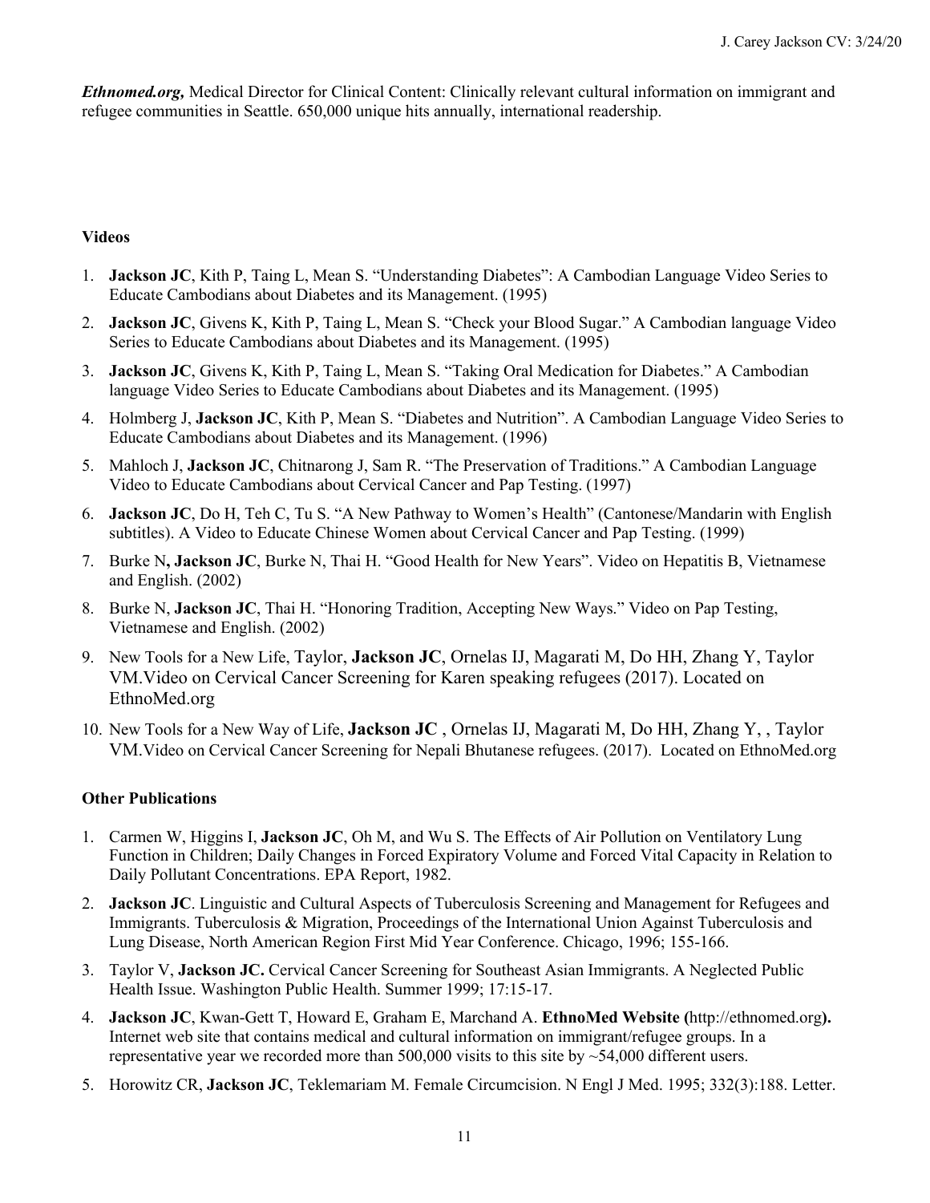***Ethnomed.org,*** Medical Director for Clinical Content: Clinically relevant cultural information on immigrant and refugee communities in Seattle. 650,000 unique hits annually, international readership.

**Videos**

1. **Jackson JC**, Kith P, Taing L, Mean S. "Understanding Diabetes": A Cambodian Language Video Series to Educate Cambodians about Diabetes and its Management. (1995)
2. **Jackson JC**, Givens K, Kith P, Taing L, Mean S. "Check your Blood Sugar." A Cambodian language Video Series to Educate Cambodians about Diabetes and its Management. (1995)
3. **Jackson JC**, Givens K, Kith P, Taing L, Mean S. "Taking Oral Medication for Diabetes." A Cambodian language Video Series to Educate Cambodians about Diabetes and its Management. (1995)
4. Holmberg J, **Jackson JC**, Kith P, Mean S. "Diabetes and Nutrition". A Cambodian Language Video Series to Educate Cambodians about Diabetes and its Management. (1996)
5. Mahloch J, **Jackson JC**, Chitnarong J, Sam R. "The Preservation of Traditions." A Cambodian Language Video to Educate Cambodians about Cervical Cancer and Pap Testing. (1997)
6. **Jackson JC**, Do H, Teh C, Tu S. "A New Pathway to Women's Health" (Cantonese/Mandarin with English subtitles). A Video to Educate Chinese Women about Cervical Cancer and Pap Testing. (1999)
7. Burke N**, Jackson JC**, Burke N, Thai H. "Good Health for New Years". Video on Hepatitis B, Vietnamese and English. (2002)
8. Burke N, **Jackson JC**, Thai H. "Honoring Tradition, Accepting New Ways." Video on Pap Testing, Vietnamese and English. (2002)
9. New Tools for a New Life, Taylor, **Jackson JC**, Ornelas IJ, Magarati M, Do HH, Zhang Y, Taylor VM.Video on Cervical Cancer Screening for Karen speaking refugees (2017). Located on EthnoMed.org
10. New Tools for a New Way of Life, **Jackson JC** , Ornelas IJ, Magarati M, Do HH, Zhang Y, , Taylor VM.Video on Cervical Cancer Screening for Nepali Bhutanese refugees. (2017). Located on EthnoMed.org

**Other Publications**

1. Carmen W, Higgins I, **Jackson JC**, Oh M, and Wu S. The Effects of Air Pollution on Ventilatory Lung Function in Children; Daily Changes in Forced Expiratory Volume and Forced Vital Capacity in Relation to Daily Pollutant Concentrations. EPA Report, 1982.
2. **Jackson JC**. Linguistic and Cultural Aspects of Tuberculosis Screening and Management for Refugees and Immigrants. Tuberculosis & Migration, Proceedings of the International Union Against Tuberculosis and Lung Disease, North American Region First Mid Year Conference. Chicago, 1996; 155-166.
3. Taylor V, **Jackson JC.** Cervical Cancer Screening for Southeast Asian Immigrants. A Neglected Public Health Issue. Washington Public Health. Summer 1999; 17:15-17.
4. **Jackson JC**, Kwan-Gett T, Howard E, Graham E, Marchand A. **EthnoMed Website (**http://ethnomed.org**).** Internet web site that contains medical and cultural information on immigrant/refugee groups. In a representative year we recorded more than 500,000 visits to this site by ~54,000 different users.
5. Horowitz CR, **Jackson JC**, Teklemariam M. Female Circumcision. N Engl J Med. 1995; 332(3):188. Letter.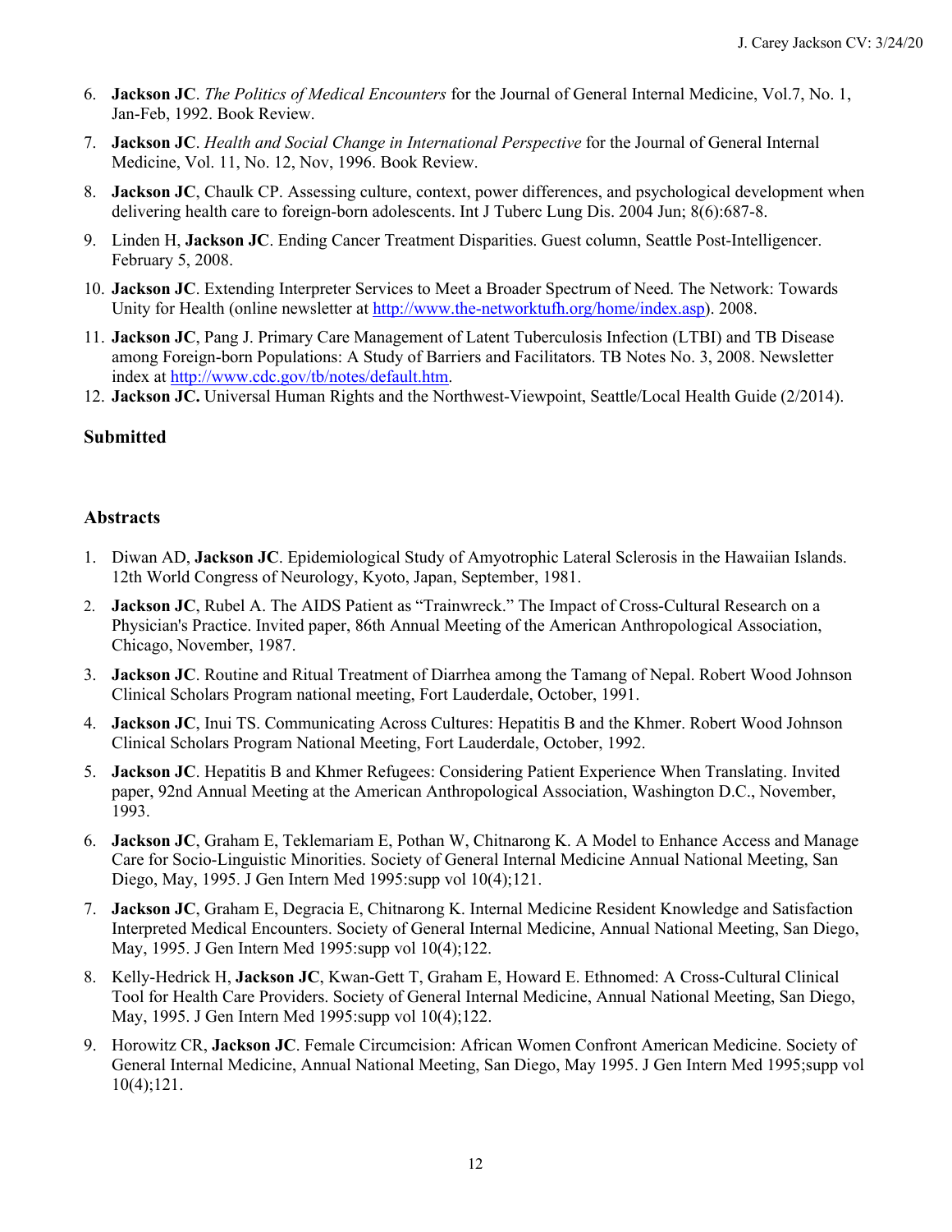6. **Jackson JC**. *The Politics of Medical Encounters* for the Journal of General Internal Medicine, Vol.7, No. 1, Jan-Feb, 1992. Book Review.
7. **Jackson JC**. *Health and Social Change in International Perspective* for the Journal of General Internal Medicine, Vol. 11, No. 12, Nov, 1996. Book Review.
8. **Jackson JC**, Chaulk CP. Assessing culture, context, power differences, and psychological development when delivering health care to foreign-born adolescents. Int J Tuberc Lung Dis. 2004 Jun; 8(6):687-8.
9. Linden H, **Jackson JC**. Ending Cancer Treatment Disparities. Guest column, Seattle Post-Intelligencer. February 5, 2008.
10. **Jackson JC**. Extending Interpreter Services to Meet a Broader Spectrum of Need. The Network: Towards Unity for Health (online newsletter at http://www.the-networktufh.org/home/index.asp). 2008.
11. **Jackson JC**, Pang J. Primary Care Management of Latent Tuberculosis Infection (LTBI) and TB Disease among Foreign-born Populations: A Study of Barriers and Facilitators. TB Notes No. 3, 2008. Newsletter index at http://www.cdc.gov/tb/notes/default.htm.
12. **Jackson JC.** Universal Human Rights and the Northwest-Viewpoint, Seattle/Local Health Guide (2/2014).

## Submitted

## Abstracts

1. Diwan AD, **Jackson JC**. Epidemiological Study of Amyotrophic Lateral Sclerosis in the Hawaiian Islands. 12th World Congress of Neurology, Kyoto, Japan, September, 1981.
2. **Jackson JC**, Rubel A. The AIDS Patient as "Trainwreck." The Impact of Cross-Cultural Research on a Physician's Practice. Invited paper, 86th Annual Meeting of the American Anthropological Association, Chicago, November, 1987.
3. **Jackson JC**. Routine and Ritual Treatment of Diarrhea among the Tamang of Nepal. Robert Wood Johnson Clinical Scholars Program national meeting, Fort Lauderdale, October, 1991.
4. **Jackson JC**, Inui TS. Communicating Across Cultures: Hepatitis B and the Khmer. Robert Wood Johnson Clinical Scholars Program National Meeting, Fort Lauderdale, October, 1992.
5. **Jackson JC**. Hepatitis B and Khmer Refugees: Considering Patient Experience When Translating. Invited paper, 92nd Annual Meeting at the American Anthropological Association, Washington D.C., November, 1993.
6. **Jackson JC**, Graham E, Teklemariam E, Pothan W, Chitnarong K. A Model to Enhance Access and Manage Care for Socio-Linguistic Minorities. Society of General Internal Medicine Annual National Meeting, San Diego, May, 1995. J Gen Intern Med 1995:supp vol 10(4);121.
7. **Jackson JC**, Graham E, Degracia E, Chitnarong K. Internal Medicine Resident Knowledge and Satisfaction Interpreted Medical Encounters. Society of General Internal Medicine, Annual National Meeting, San Diego, May, 1995. J Gen Intern Med 1995:supp vol 10(4);122.
8. Kelly-Hedrick H, **Jackson JC**, Kwan-Gett T, Graham E, Howard E. Ethnomed: A Cross-Cultural Clinical Tool for Health Care Providers. Society of General Internal Medicine, Annual National Meeting, San Diego, May, 1995. J Gen Intern Med 1995:supp vol 10(4);122.
9. Horowitz CR, **Jackson JC**. Female Circumcision: African Women Confront American Medicine. Society of General Internal Medicine, Annual National Meeting, San Diego, May 1995. J Gen Intern Med 1995;supp vol 10(4);121.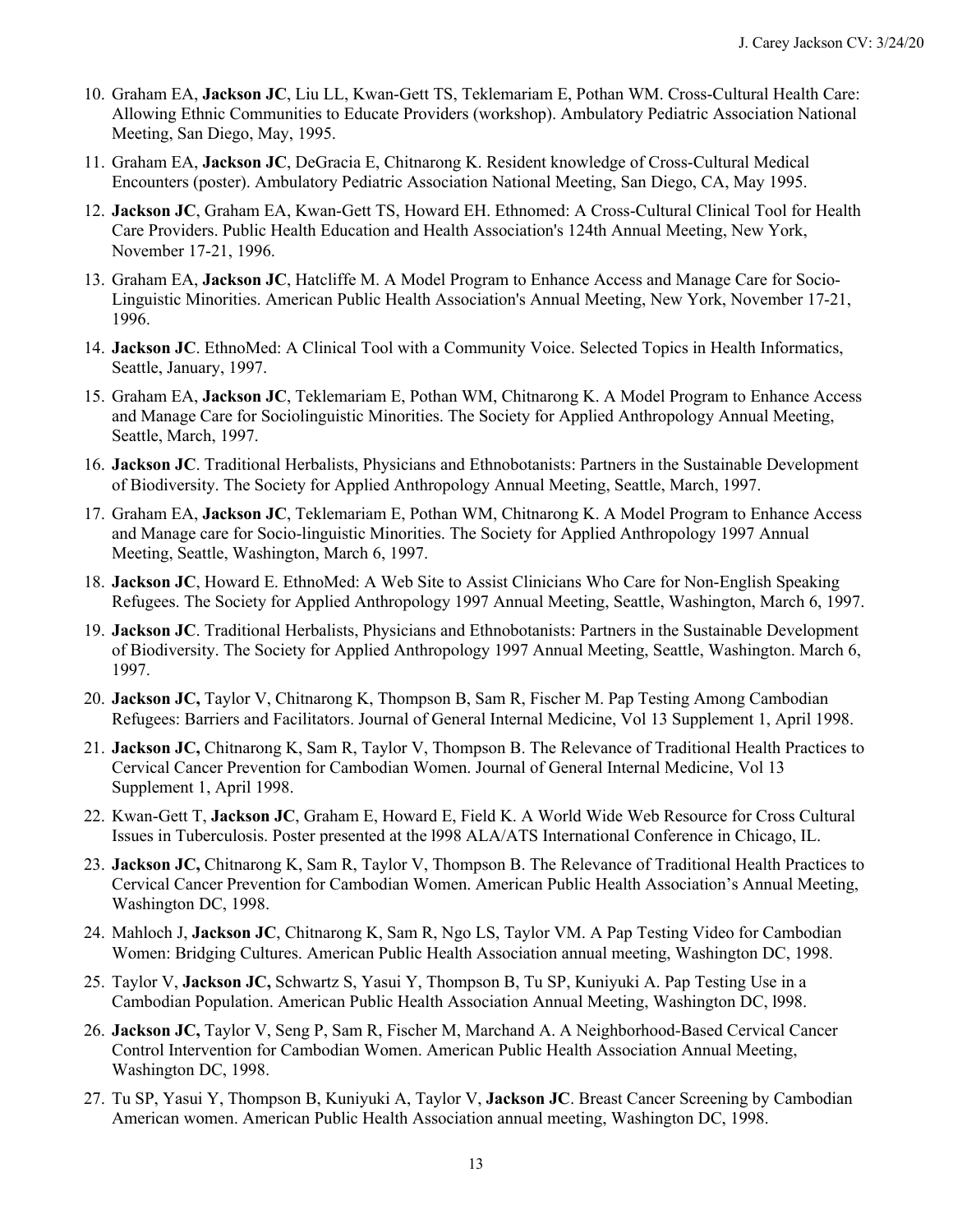10. Graham EA, **Jackson JC**, Liu LL, Kwan-Gett TS, Teklemariam E, Pothan WM. Cross-Cultural Health Care: Allowing Ethnic Communities to Educate Providers (workshop). Ambulatory Pediatric Association National Meeting, San Diego, May, 1995.
11. Graham EA, **Jackson JC**, DeGracia E, Chitnarong K. Resident knowledge of Cross-Cultural Medical Encounters (poster). Ambulatory Pediatric Association National Meeting, San Diego, CA, May 1995.
12. **Jackson JC**, Graham EA, Kwan-Gett TS, Howard EH. Ethnomed: A Cross-Cultural Clinical Tool for Health Care Providers. Public Health Education and Health Association's 124th Annual Meeting, New York, November 17-21, 1996.
13. Graham EA, **Jackson JC**, Hatcliffe M. A Model Program to Enhance Access and Manage Care for Socio-Linguistic Minorities. American Public Health Association's Annual Meeting, New York, November 17-21, 1996.
14. **Jackson JC**. EthnoMed: A Clinical Tool with a Community Voice. Selected Topics in Health Informatics, Seattle, January, 1997.
15. Graham EA, **Jackson JC**, Teklemariam E, Pothan WM, Chitnarong K. A Model Program to Enhance Access and Manage Care for Sociolinguistic Minorities. The Society for Applied Anthropology Annual Meeting, Seattle, March, 1997.
16. **Jackson JC**. Traditional Herbalists, Physicians and Ethnobotanists: Partners in the Sustainable Development of Biodiversity. The Society for Applied Anthropology Annual Meeting, Seattle, March, 1997.
17. Graham EA, **Jackson JC**, Teklemariam E, Pothan WM, Chitnarong K. A Model Program to Enhance Access and Manage care for Socio-linguistic Minorities. The Society for Applied Anthropology 1997 Annual Meeting, Seattle, Washington, March 6, 1997.
18. **Jackson JC**, Howard E. EthnoMed: A Web Site to Assist Clinicians Who Care for Non-English Speaking Refugees. The Society for Applied Anthropology 1997 Annual Meeting, Seattle, Washington, March 6, 1997.
19. **Jackson JC**. Traditional Herbalists, Physicians and Ethnobotanists: Partners in the Sustainable Development of Biodiversity. The Society for Applied Anthropology 1997 Annual Meeting, Seattle, Washington. March 6, 1997.
20. **Jackson JC,** Taylor V, Chitnarong K, Thompson B, Sam R, Fischer M. Pap Testing Among Cambodian Refugees: Barriers and Facilitators. Journal of General Internal Medicine, Vol 13 Supplement 1, April 1998.
21. **Jackson JC,** Chitnarong K, Sam R, Taylor V, Thompson B. The Relevance of Traditional Health Practices to Cervical Cancer Prevention for Cambodian Women. Journal of General Internal Medicine, Vol 13 Supplement 1, April 1998.
22. Kwan-Gett T, **Jackson JC**, Graham E, Howard E, Field K. A World Wide Web Resource for Cross Cultural Issues in Tuberculosis. Poster presented at the l998 ALA/ATS International Conference in Chicago, IL.
23. **Jackson JC,** Chitnarong K, Sam R, Taylor V, Thompson B. The Relevance of Traditional Health Practices to Cervical Cancer Prevention for Cambodian Women. American Public Health Association's Annual Meeting, Washington DC, 1998.
24. Mahloch J, **Jackson JC**, Chitnarong K, Sam R, Ngo LS, Taylor VM. A Pap Testing Video for Cambodian Women: Bridging Cultures. American Public Health Association annual meeting, Washington DC, 1998.
25. Taylor V, **Jackson JC,** Schwartz S, Yasui Y, Thompson B, Tu SP, Kuniyuki A. Pap Testing Use in a Cambodian Population. American Public Health Association Annual Meeting, Washington DC, l998.
26. **Jackson JC,** Taylor V, Seng P, Sam R, Fischer M, Marchand A. A Neighborhood-Based Cervical Cancer Control Intervention for Cambodian Women. American Public Health Association Annual Meeting, Washington DC, 1998.
27. Tu SP, Yasui Y, Thompson B, Kuniyuki A, Taylor V, **Jackson JC**. Breast Cancer Screening by Cambodian American women. American Public Health Association annual meeting, Washington DC, 1998.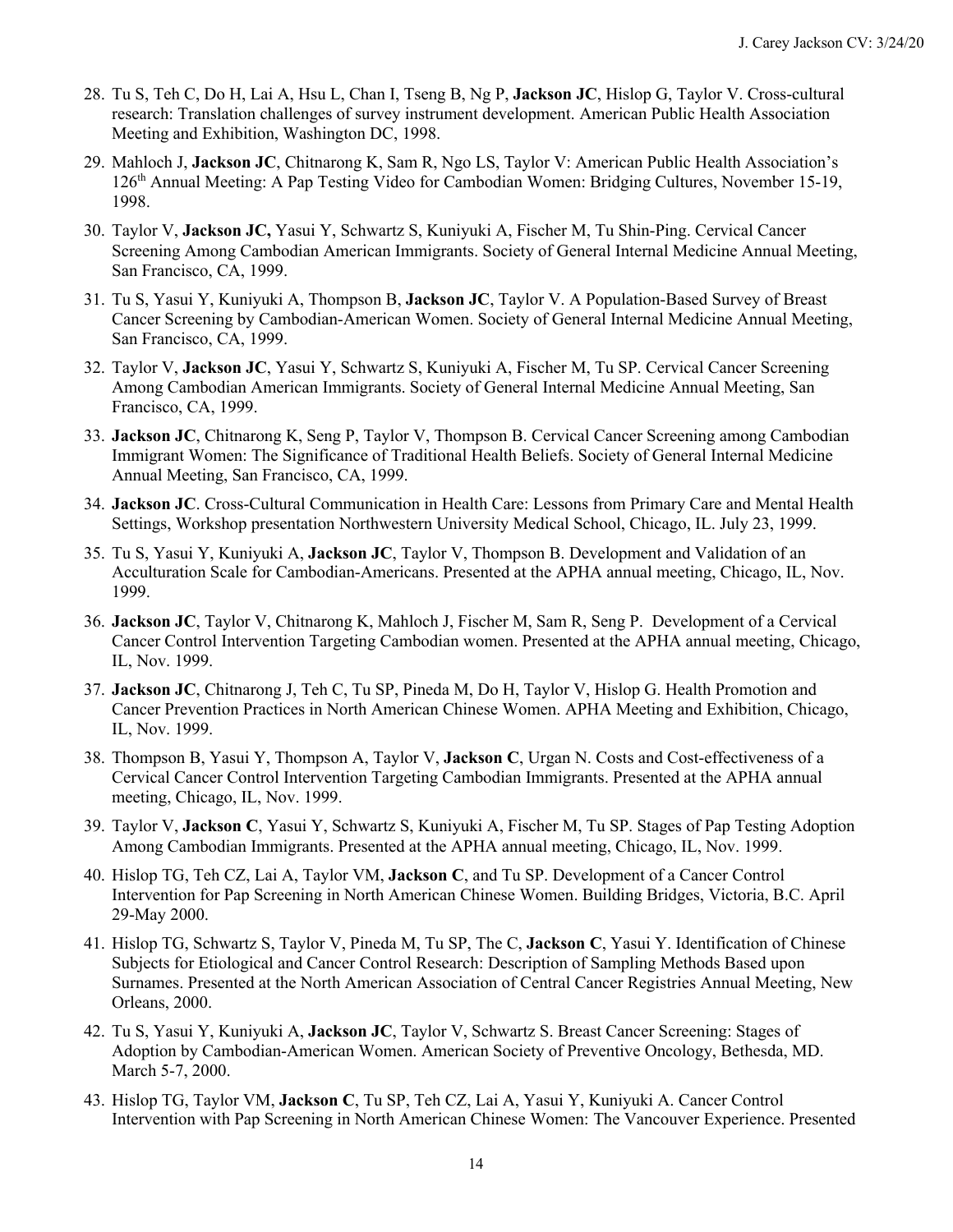28. Tu S, Teh C, Do H, Lai A, Hsu L, Chan I, Tseng B, Ng P, **Jackson JC**, Hislop G, Taylor V. Cross-cultural research: Translation challenges of survey instrument development. American Public Health Association Meeting and Exhibition, Washington DC, 1998.

29. Mahloch J, **Jackson JC**, Chitnarong K, Sam R, Ngo LS, Taylor V: American Public Health Association's 126th Annual Meeting: A Pap Testing Video for Cambodian Women: Bridging Cultures, November 15-19, 1998.

30. Taylor V, **Jackson JC,** Yasui Y, Schwartz S, Kuniyuki A, Fischer M, Tu Shin-Ping. Cervical Cancer Screening Among Cambodian American Immigrants. Society of General Internal Medicine Annual Meeting, San Francisco, CA, 1999.

31. Tu S, Yasui Y, Kuniyuki A, Thompson B, **Jackson JC**, Taylor V. A Population-Based Survey of Breast Cancer Screening by Cambodian-American Women. Society of General Internal Medicine Annual Meeting, San Francisco, CA, 1999.

32. Taylor V, **Jackson JC**, Yasui Y, Schwartz S, Kuniyuki A, Fischer M, Tu SP. Cervical Cancer Screening Among Cambodian American Immigrants. Society of General Internal Medicine Annual Meeting, San Francisco, CA, 1999.

33. **Jackson JC**, Chitnarong K, Seng P, Taylor V, Thompson B. Cervical Cancer Screening among Cambodian Immigrant Women: The Significance of Traditional Health Beliefs. Society of General Internal Medicine Annual Meeting, San Francisco, CA, 1999.

34. **Jackson JC**. Cross-Cultural Communication in Health Care: Lessons from Primary Care and Mental Health Settings, Workshop presentation Northwestern University Medical School, Chicago, IL. July 23, 1999.

35. Tu S, Yasui Y, Kuniyuki A, **Jackson JC**, Taylor V, Thompson B. Development and Validation of an Acculturation Scale for Cambodian-Americans. Presented at the APHA annual meeting, Chicago, IL, Nov. 1999.

36. **Jackson JC**, Taylor V, Chitnarong K, Mahloch J, Fischer M, Sam R, Seng P. Development of a Cervical Cancer Control Intervention Targeting Cambodian women. Presented at the APHA annual meeting, Chicago, IL, Nov. 1999.

37. **Jackson JC**, Chitnarong J, Teh C, Tu SP, Pineda M, Do H, Taylor V, Hislop G. Health Promotion and Cancer Prevention Practices in North American Chinese Women. APHA Meeting and Exhibition, Chicago, IL, Nov. 1999.

38. Thompson B, Yasui Y, Thompson A, Taylor V, **Jackson C**, Urgan N. Costs and Cost-effectiveness of a Cervical Cancer Control Intervention Targeting Cambodian Immigrants. Presented at the APHA annual meeting, Chicago, IL, Nov. 1999.

39. Taylor V, **Jackson C**, Yasui Y, Schwartz S, Kuniyuki A, Fischer M, Tu SP. Stages of Pap Testing Adoption Among Cambodian Immigrants. Presented at the APHA annual meeting, Chicago, IL, Nov. 1999.

40. Hislop TG, Teh CZ, Lai A, Taylor VM, **Jackson C**, and Tu SP. Development of a Cancer Control Intervention for Pap Screening in North American Chinese Women. Building Bridges, Victoria, B.C. April 29-May 2000.

41. Hislop TG, Schwartz S, Taylor V, Pineda M, Tu SP, The C, **Jackson C**, Yasui Y. Identification of Chinese Subjects for Etiological and Cancer Control Research: Description of Sampling Methods Based upon Surnames. Presented at the North American Association of Central Cancer Registries Annual Meeting, New Orleans, 2000.

42. Tu S, Yasui Y, Kuniyuki A, **Jackson JC**, Taylor V, Schwartz S. Breast Cancer Screening: Stages of Adoption by Cambodian-American Women. American Society of Preventive Oncology, Bethesda, MD. March 5-7, 2000.

43. Hislop TG, Taylor VM, **Jackson C**, Tu SP, Teh CZ, Lai A, Yasui Y, Kuniyuki A. Cancer Control Intervention with Pap Screening in North American Chinese Women: The Vancouver Experience. Presented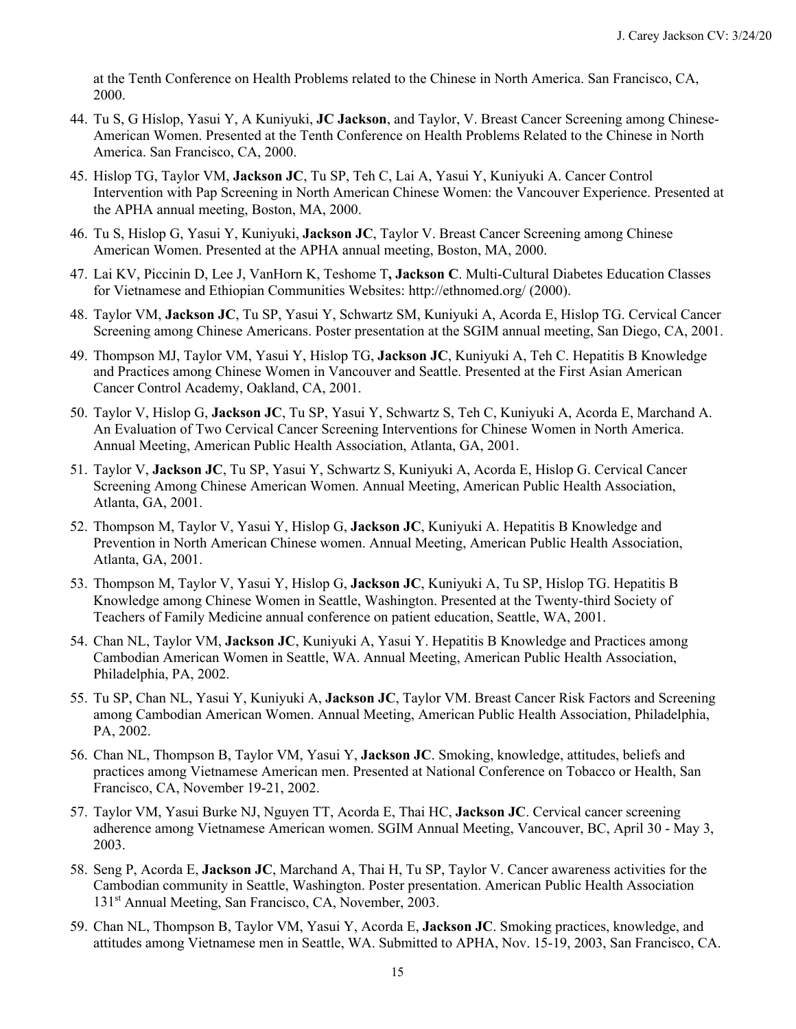at the Tenth Conference on Health Problems related to the Chinese in North America. San Francisco, CA, 2000.

44. Tu S, G Hislop, Yasui Y, A Kuniyuki, **JC Jackson**, and Taylor, V. Breast Cancer Screening among Chinese-American Women. Presented at the Tenth Conference on Health Problems Related to the Chinese in North America. San Francisco, CA, 2000.
45. Hislop TG, Taylor VM, **Jackson JC**, Tu SP, Teh C, Lai A, Yasui Y, Kuniyuki A. Cancer Control Intervention with Pap Screening in North American Chinese Women: the Vancouver Experience. Presented at the APHA annual meeting, Boston, MA, 2000.
46. Tu S, Hislop G, Yasui Y, Kuniyuki, **Jackson JC**, Taylor V. Breast Cancer Screening among Chinese American Women. Presented at the APHA annual meeting, Boston, MA, 2000.
47. Lai KV, Piccinin D, Lee J, VanHorn K, Teshome T**, Jackson C**. Multi-Cultural Diabetes Education Classes for Vietnamese and Ethiopian Communities Websites: http://ethnomed.org/ (2000).
48. Taylor VM, **Jackson JC**, Tu SP, Yasui Y, Schwartz SM, Kuniyuki A, Acorda E, Hislop TG. Cervical Cancer Screening among Chinese Americans. Poster presentation at the SGIM annual meeting, San Diego, CA, 2001.
49. Thompson MJ, Taylor VM, Yasui Y, Hislop TG, **Jackson JC**, Kuniyuki A, Teh C. Hepatitis B Knowledge and Practices among Chinese Women in Vancouver and Seattle. Presented at the First Asian American Cancer Control Academy, Oakland, CA, 2001.
50. Taylor V, Hislop G, **Jackson JC**, Tu SP, Yasui Y, Schwartz S, Teh C, Kuniyuki A, Acorda E, Marchand A. An Evaluation of Two Cervical Cancer Screening Interventions for Chinese Women in North America. Annual Meeting, American Public Health Association, Atlanta, GA, 2001.
51. Taylor V, **Jackson JC**, Tu SP, Yasui Y, Schwartz S, Kuniyuki A, Acorda E, Hislop G. Cervical Cancer Screening Among Chinese American Women. Annual Meeting, American Public Health Association, Atlanta, GA, 2001.
52. Thompson M, Taylor V, Yasui Y, Hislop G, **Jackson JC**, Kuniyuki A. Hepatitis B Knowledge and Prevention in North American Chinese women. Annual Meeting, American Public Health Association, Atlanta, GA, 2001.
53. Thompson M, Taylor V, Yasui Y, Hislop G, **Jackson JC**, Kuniyuki A, Tu SP, Hislop TG. Hepatitis B Knowledge among Chinese Women in Seattle, Washington. Presented at the Twenty-third Society of Teachers of Family Medicine annual conference on patient education, Seattle, WA, 2001.
54. Chan NL, Taylor VM, **Jackson JC**, Kuniyuki A, Yasui Y. Hepatitis B Knowledge and Practices among Cambodian American Women in Seattle, WA. Annual Meeting, American Public Health Association, Philadelphia, PA, 2002.
55. Tu SP, Chan NL, Yasui Y, Kuniyuki A, **Jackson JC**, Taylor VM. Breast Cancer Risk Factors and Screening among Cambodian American Women. Annual Meeting, American Public Health Association, Philadelphia, PA, 2002.
56. Chan NL, Thompson B, Taylor VM, Yasui Y, **Jackson JC**. Smoking, knowledge, attitudes, beliefs and practices among Vietnamese American men. Presented at National Conference on Tobacco or Health, San Francisco, CA, November 19-21, 2002.
57. Taylor VM, Yasui Burke NJ, Nguyen TT, Acorda E, Thai HC, **Jackson JC**. Cervical cancer screening adherence among Vietnamese American women. SGIM Annual Meeting, Vancouver, BC, April 30 - May 3, 2003.
58. Seng P, Acorda E, **Jackson JC**, Marchand A, Thai H, Tu SP, Taylor V. Cancer awareness activities for the Cambodian community in Seattle, Washington. Poster presentation. American Public Health Association 131st Annual Meeting, San Francisco, CA, November, 2003.
59. Chan NL, Thompson B, Taylor VM, Yasui Y, Acorda E, **Jackson JC**. Smoking practices, knowledge, and attitudes among Vietnamese men in Seattle, WA. Submitted to APHA, Nov. 15-19, 2003, San Francisco, CA.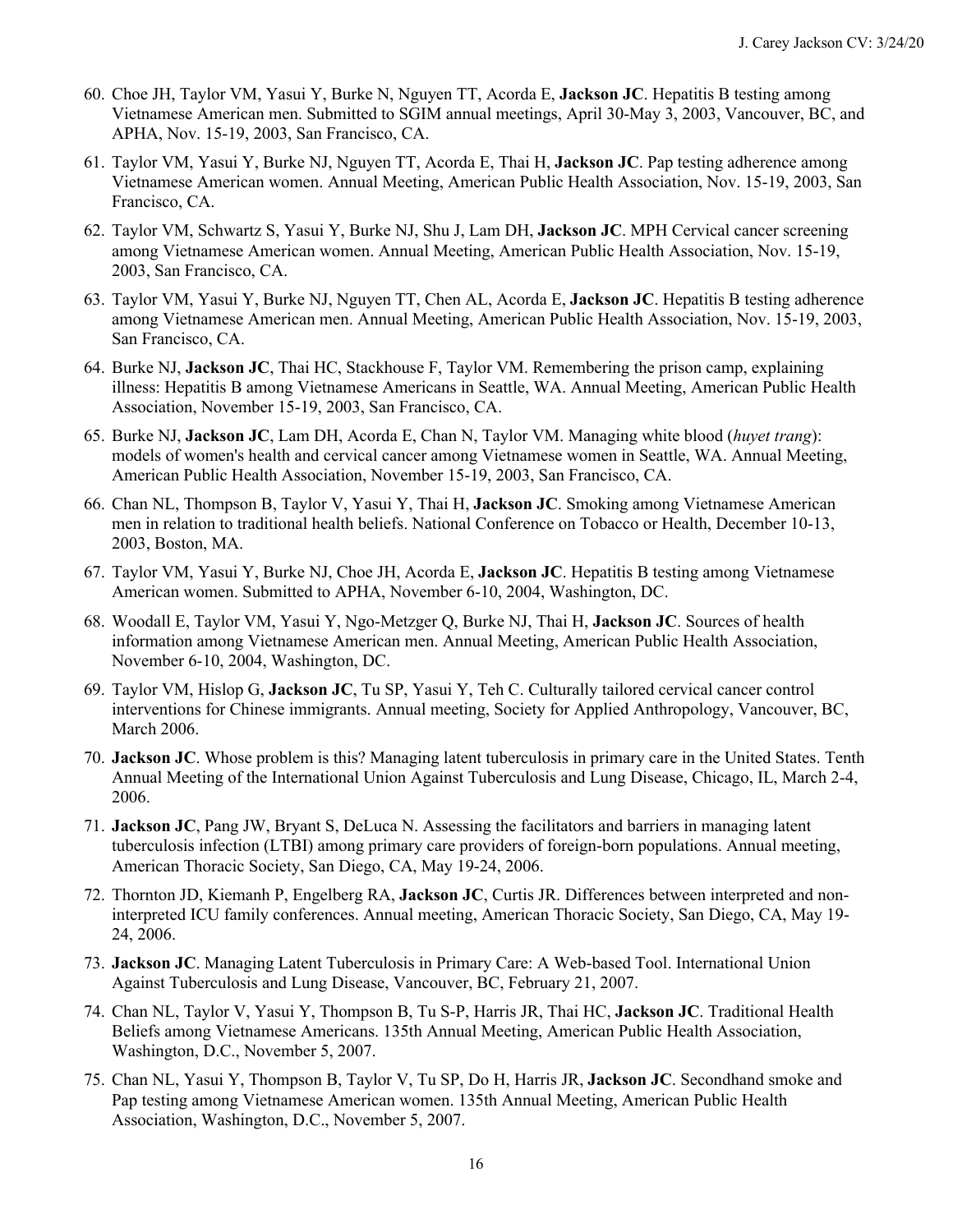60. Choe JH, Taylor VM, Yasui Y, Burke N, Nguyen TT, Acorda E, **Jackson JC**. Hepatitis B testing among Vietnamese American men. Submitted to SGIM annual meetings, April 30-May 3, 2003, Vancouver, BC, and APHA, Nov. 15-19, 2003, San Francisco, CA.

61. Taylor VM, Yasui Y, Burke NJ, Nguyen TT, Acorda E, Thai H, **Jackson JC**. Pap testing adherence among Vietnamese American women. Annual Meeting, American Public Health Association, Nov. 15-19, 2003, San Francisco, CA.

62. Taylor VM, Schwartz S, Yasui Y, Burke NJ, Shu J, Lam DH, **Jackson JC**. MPH Cervical cancer screening among Vietnamese American women. Annual Meeting, American Public Health Association, Nov. 15-19, 2003, San Francisco, CA.

63. Taylor VM, Yasui Y, Burke NJ, Nguyen TT, Chen AL, Acorda E, **Jackson JC**. Hepatitis B testing adherence among Vietnamese American men. Annual Meeting, American Public Health Association, Nov. 15-19, 2003, San Francisco, CA.

64. Burke NJ, **Jackson JC**, Thai HC, Stackhouse F, Taylor VM. Remembering the prison camp, explaining illness: Hepatitis B among Vietnamese Americans in Seattle, WA. Annual Meeting, American Public Health Association, November 15-19, 2003, San Francisco, CA.

65. Burke NJ, **Jackson JC**, Lam DH, Acorda E, Chan N, Taylor VM. Managing white blood (*huyet trang*): models of women's health and cervical cancer among Vietnamese women in Seattle, WA. Annual Meeting, American Public Health Association, November 15-19, 2003, San Francisco, CA.

66. Chan NL, Thompson B, Taylor V, Yasui Y, Thai H, **Jackson JC**. Smoking among Vietnamese American men in relation to traditional health beliefs. National Conference on Tobacco or Health, December 10-13, 2003, Boston, MA.

67. Taylor VM, Yasui Y, Burke NJ, Choe JH, Acorda E, **Jackson JC**. Hepatitis B testing among Vietnamese American women. Submitted to APHA, November 6-10, 2004, Washington, DC.

68. Woodall E, Taylor VM, Yasui Y, Ngo-Metzger Q, Burke NJ, Thai H, **Jackson JC**. Sources of health information among Vietnamese American men. Annual Meeting, American Public Health Association, November 6-10, 2004, Washington, DC.

69. Taylor VM, Hislop G, **Jackson JC**, Tu SP, Yasui Y, Teh C. Culturally tailored cervical cancer control interventions for Chinese immigrants. Annual meeting, Society for Applied Anthropology, Vancouver, BC, March 2006.

70. **Jackson JC**. Whose problem is this? Managing latent tuberculosis in primary care in the United States. Tenth Annual Meeting of the International Union Against Tuberculosis and Lung Disease, Chicago, IL, March 2-4, 2006.

71. **Jackson JC**, Pang JW, Bryant S, DeLuca N. Assessing the facilitators and barriers in managing latent tuberculosis infection (LTBI) among primary care providers of foreign-born populations. Annual meeting, American Thoracic Society, San Diego, CA, May 19-24, 2006.

72. Thornton JD, Kiemanh P, Engelberg RA, **Jackson JC**, Curtis JR. Differences between interpreted and non-interpreted ICU family conferences. Annual meeting, American Thoracic Society, San Diego, CA, May 19-24, 2006.

73. **Jackson JC**. Managing Latent Tuberculosis in Primary Care: A Web-based Tool. International Union Against Tuberculosis and Lung Disease, Vancouver, BC, February 21, 2007.

74. Chan NL, Taylor V, Yasui Y, Thompson B, Tu S-P, Harris JR, Thai HC, **Jackson JC**. Traditional Health Beliefs among Vietnamese Americans. 135th Annual Meeting, American Public Health Association, Washington, D.C., November 5, 2007.

75. Chan NL, Yasui Y, Thompson B, Taylor V, Tu SP, Do H, Harris JR, **Jackson JC**. Secondhand smoke and Pap testing among Vietnamese American women. 135th Annual Meeting, American Public Health Association, Washington, D.C., November 5, 2007.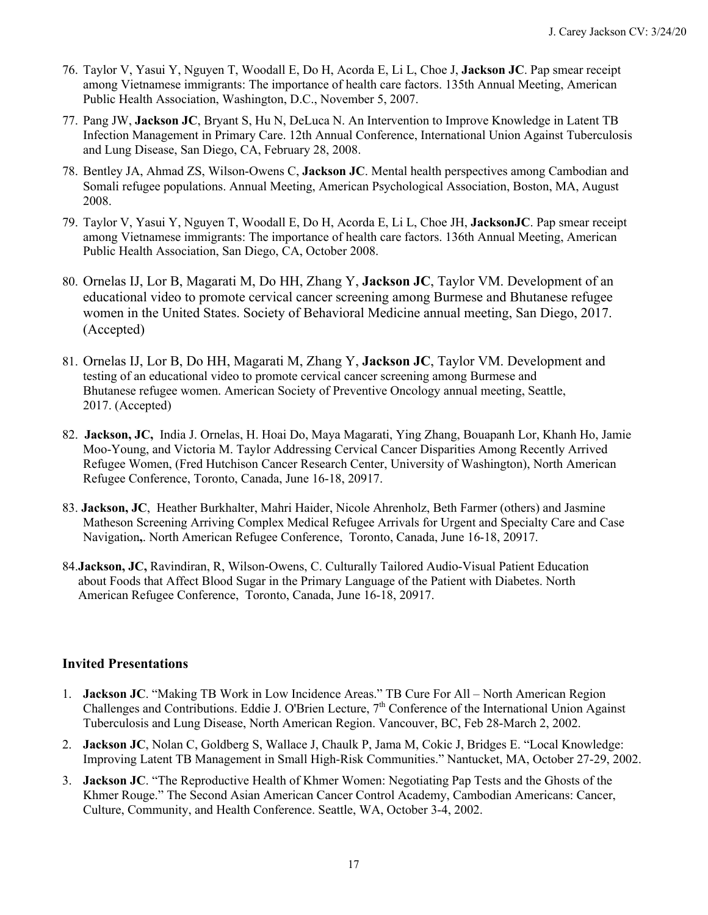76. Taylor V, Yasui Y, Nguyen T, Woodall E, Do H, Acorda E, Li L, Choe J, **Jackson JC**. Pap smear receipt among Vietnamese immigrants: The importance of health care factors. 135th Annual Meeting, American Public Health Association, Washington, D.C., November 5, 2007.

77. Pang JW, **Jackson JC**, Bryant S, Hu N, DeLuca N. An Intervention to Improve Knowledge in Latent TB Infection Management in Primary Care. 12th Annual Conference, International Union Against Tuberculosis and Lung Disease, San Diego, CA, February 28, 2008.

78. Bentley JA, Ahmad ZS, Wilson-Owens C, **Jackson JC**. Mental health perspectives among Cambodian and Somali refugee populations. Annual Meeting, American Psychological Association, Boston, MA, August 2008.

79. Taylor V, Yasui Y, Nguyen T, Woodall E, Do H, Acorda E, Li L, Choe JH, **JacksonJC**. Pap smear receipt among Vietnamese immigrants: The importance of health care factors. 136th Annual Meeting, American Public Health Association, San Diego, CA, October 2008.

80. Ornelas IJ, Lor B, Magarati M, Do HH, Zhang Y, **Jackson JC**, Taylor VM. Development of an educational video to promote cervical cancer screening among Burmese and Bhutanese refugee women in the United States. Society of Behavioral Medicine annual meeting, San Diego, 2017. (Accepted)

81. Ornelas IJ, Lor B, Do HH, Magarati M, Zhang Y, **Jackson JC**, Taylor VM. Development and testing of an educational video to promote cervical cancer screening among Burmese and Bhutanese refugee women. American Society of Preventive Oncology annual meeting, Seattle, 2017. (Accepted)

82. **Jackson, JC,** India J. Ornelas, H. Hoai Do, Maya Magarati, Ying Zhang, Bouapanh Lor, Khanh Ho, Jamie Moo-Young, and Victoria M. Taylor Addressing Cervical Cancer Disparities Among Recently Arrived Refugee Women, (Fred Hutchison Cancer Research Center, University of Washington), North American Refugee Conference, Toronto, Canada, June 16-18, 20917.

83. **Jackson, JC**, Heather Burkhalter, Mahri Haider, Nicole Ahrenholz, Beth Farmer (others) and Jasmine Matheson Screening Arriving Complex Medical Refugee Arrivals for Urgent and Specialty Care and Case Navigation**,**. North American Refugee Conference, Toronto, Canada, June 16-18, 20917.

84. **Jackson, JC,** Ravindiran, R, Wilson-Owens, C. Culturally Tailored Audio-Visual Patient Education about Foods that Affect Blood Sugar in the Primary Language of the Patient with Diabetes. North American Refugee Conference, Toronto, Canada, June 16-18, 20917.

### Invited Presentations

1. **Jackson JC**. "Making TB Work in Low Incidence Areas." TB Cure For All – North American Region Challenges and Contributions. Eddie J. O'Brien Lecture, 7th Conference of the International Union Against Tuberculosis and Lung Disease, North American Region. Vancouver, BC, Feb 28-March 2, 2002.

2. **Jackson JC**, Nolan C, Goldberg S, Wallace J, Chaulk P, Jama M, Cokic J, Bridges E. "Local Knowledge: Improving Latent TB Management in Small High-Risk Communities." Nantucket, MA, October 27-29, 2002.

3. **Jackson JC**. "The Reproductive Health of Khmer Women: Negotiating Pap Tests and the Ghosts of the Khmer Rouge." The Second Asian American Cancer Control Academy, Cambodian Americans: Cancer, Culture, Community, and Health Conference. Seattle, WA, October 3-4, 2002.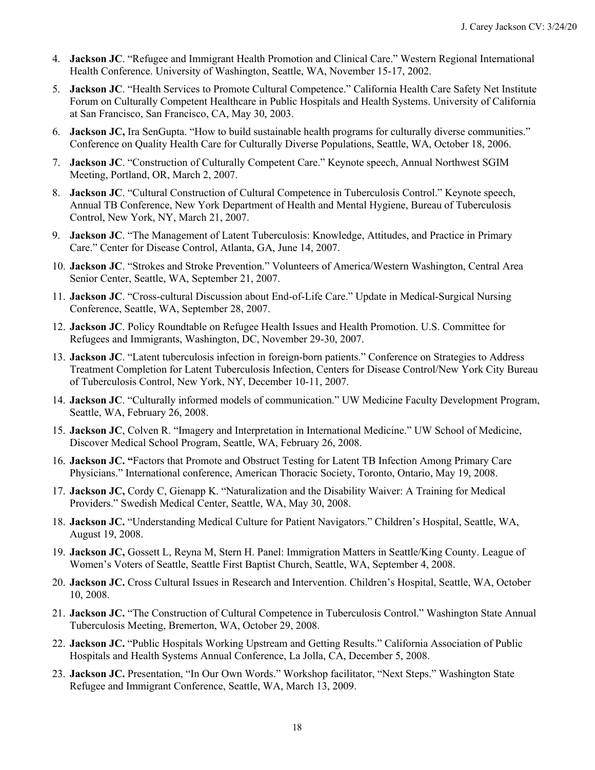4. **Jackson JC**. "Refugee and Immigrant Health Promotion and Clinical Care." Western Regional International Health Conference. University of Washington, Seattle, WA, November 15-17, 2002.
5. **Jackson JC**. "Health Services to Promote Cultural Competence." California Health Care Safety Net Institute Forum on Culturally Competent Healthcare in Public Hospitals and Health Systems. University of California at San Francisco, San Francisco, CA, May 30, 2003.
6. **Jackson JC,** Ira SenGupta. "How to build sustainable health programs for culturally diverse communities." Conference on Quality Health Care for Culturally Diverse Populations, Seattle, WA, October 18, 2006.
7. **Jackson JC**. "Construction of Culturally Competent Care." Keynote speech, Annual Northwest SGIM Meeting, Portland, OR, March 2, 2007.
8. **Jackson JC**. "Cultural Construction of Cultural Competence in Tuberculosis Control." Keynote speech, Annual TB Conference, New York Department of Health and Mental Hygiene, Bureau of Tuberculosis Control, New York, NY, March 21, 2007.
9. **Jackson JC**. "The Management of Latent Tuberculosis: Knowledge, Attitudes, and Practice in Primary Care." Center for Disease Control, Atlanta, GA, June 14, 2007.
10. **Jackson JC**. "Strokes and Stroke Prevention." Volunteers of America/Western Washington, Central Area Senior Center, Seattle, WA, September 21, 2007.
11. **Jackson JC**. "Cross-cultural Discussion about End-of-Life Care." Update in Medical-Surgical Nursing Conference, Seattle, WA, September 28, 2007.
12. **Jackson JC**. Policy Roundtable on Refugee Health Issues and Health Promotion. U.S. Committee for Refugees and Immigrants, Washington, DC, November 29-30, 2007.
13. **Jackson JC**. "Latent tuberculosis infection in foreign-born patients." Conference on Strategies to Address Treatment Completion for Latent Tuberculosis Infection, Centers for Disease Control/New York City Bureau of Tuberculosis Control, New York, NY, December 10-11, 2007.
14. **Jackson JC**. "Culturally informed models of communication." UW Medicine Faculty Development Program, Seattle, WA, February 26, 2008.
15. **Jackson JC**, Colven R. "Imagery and Interpretation in International Medicine." UW School of Medicine, Discover Medical School Program, Seattle, WA, February 26, 2008.
16. **Jackson JC. "**Factors that Promote and Obstruct Testing for Latent TB Infection Among Primary Care Physicians." International conference, American Thoracic Society, Toronto, Ontario, May 19, 2008.
17. **Jackson JC,** Cordy C, Gienapp K. "Naturalization and the Disability Waiver: A Training for Medical Providers." Swedish Medical Center, Seattle, WA, May 30, 2008.
18. **Jackson JC.** "Understanding Medical Culture for Patient Navigators." Children's Hospital, Seattle, WA, August 19, 2008.
19. **Jackson JC,** Gossett L, Reyna M, Stern H. Panel: Immigration Matters in Seattle/King County. League of Women's Voters of Seattle, Seattle First Baptist Church, Seattle, WA, September 4, 2008.
20. **Jackson JC.** Cross Cultural Issues in Research and Intervention. Children's Hospital, Seattle, WA, October 10, 2008.
21. **Jackson JC.** "The Construction of Cultural Competence in Tuberculosis Control." Washington State Annual Tuberculosis Meeting, Bremerton, WA, October 29, 2008.
22. **Jackson JC.** "Public Hospitals Working Upstream and Getting Results." California Association of Public Hospitals and Health Systems Annual Conference, La Jolla, CA, December 5, 2008.
23. **Jackson JC.** Presentation, "In Our Own Words." Workshop facilitator, "Next Steps." Washington State Refugee and Immigrant Conference, Seattle, WA, March 13, 2009.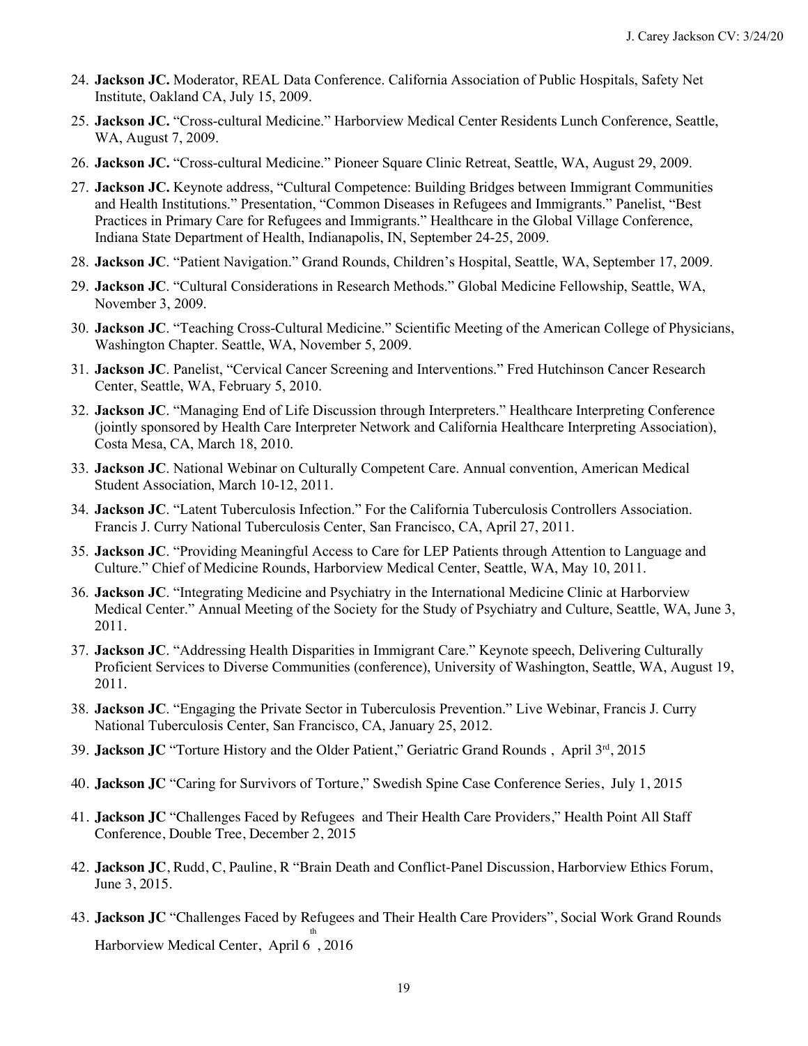24. **Jackson JC.** Moderator, REAL Data Conference. California Association of Public Hospitals, Safety Net Institute, Oakland CA, July 15, 2009.
25. **Jackson JC.** "Cross-cultural Medicine." Harborview Medical Center Residents Lunch Conference, Seattle, WA, August 7, 2009.
26. **Jackson JC.** "Cross-cultural Medicine." Pioneer Square Clinic Retreat, Seattle, WA, August 29, 2009.
27. **Jackson JC.** Keynote address, "Cultural Competence: Building Bridges between Immigrant Communities and Health Institutions." Presentation, "Common Diseases in Refugees and Immigrants." Panelist, "Best Practices in Primary Care for Refugees and Immigrants." Healthcare in the Global Village Conference, Indiana State Department of Health, Indianapolis, IN, September 24-25, 2009.
28. **Jackson JC**. "Patient Navigation." Grand Rounds, Children's Hospital, Seattle, WA, September 17, 2009.
29. **Jackson JC**. "Cultural Considerations in Research Methods." Global Medicine Fellowship, Seattle, WA, November 3, 2009.
30. **Jackson JC**. "Teaching Cross-Cultural Medicine." Scientific Meeting of the American College of Physicians, Washington Chapter. Seattle, WA, November 5, 2009.
31. **Jackson JC**. Panelist, "Cervical Cancer Screening and Interventions." Fred Hutchinson Cancer Research Center, Seattle, WA, February 5, 2010.
32. **Jackson JC**. "Managing End of Life Discussion through Interpreters." Healthcare Interpreting Conference (jointly sponsored by Health Care Interpreter Network and California Healthcare Interpreting Association), Costa Mesa, CA, March 18, 2010.
33. **Jackson JC**. National Webinar on Culturally Competent Care. Annual convention, American Medical Student Association, March 10-12, 2011.
34. **Jackson JC**. "Latent Tuberculosis Infection." For the California Tuberculosis Controllers Association. Francis J. Curry National Tuberculosis Center, San Francisco, CA, April 27, 2011.
35. **Jackson JC**. "Providing Meaningful Access to Care for LEP Patients through Attention to Language and Culture." Chief of Medicine Rounds, Harborview Medical Center, Seattle, WA, May 10, 2011.
36. **Jackson JC**. "Integrating Medicine and Psychiatry in the International Medicine Clinic at Harborview Medical Center." Annual Meeting of the Society for the Study of Psychiatry and Culture, Seattle, WA, June 3, 2011.
37. **Jackson JC**. "Addressing Health Disparities in Immigrant Care." Keynote speech, Delivering Culturally Proficient Services to Diverse Communities (conference), University of Washington, Seattle, WA, August 19, 2011.
38. **Jackson JC**. "Engaging the Private Sector in Tuberculosis Prevention." Live Webinar, Francis J. Curry National Tuberculosis Center, San Francisco, CA, January 25, 2012.
39. **Jackson JC** "Torture History and the Older Patient," Geriatric Grand Rounds , April 3rd, 2015
40. **Jackson JC** "Caring for Survivors of Torture," Swedish Spine Case Conference Series, July 1, 2015
41. **Jackson JC** "Challenges Faced by Refugees and Their Health Care Providers," Health Point All Staff Conference, Double Tree, December 2, 2015
42. **Jackson JC**, Rudd, C, Pauline, R "Brain Death and Conflict-Panel Discussion, Harborview Ethics Forum, June 3, 2015.
43. **Jackson JC** "Challenges Faced by Refugees and Their Health Care Providers", Social Work Grand Rounds Harborview Medical Center, April 6th, 2016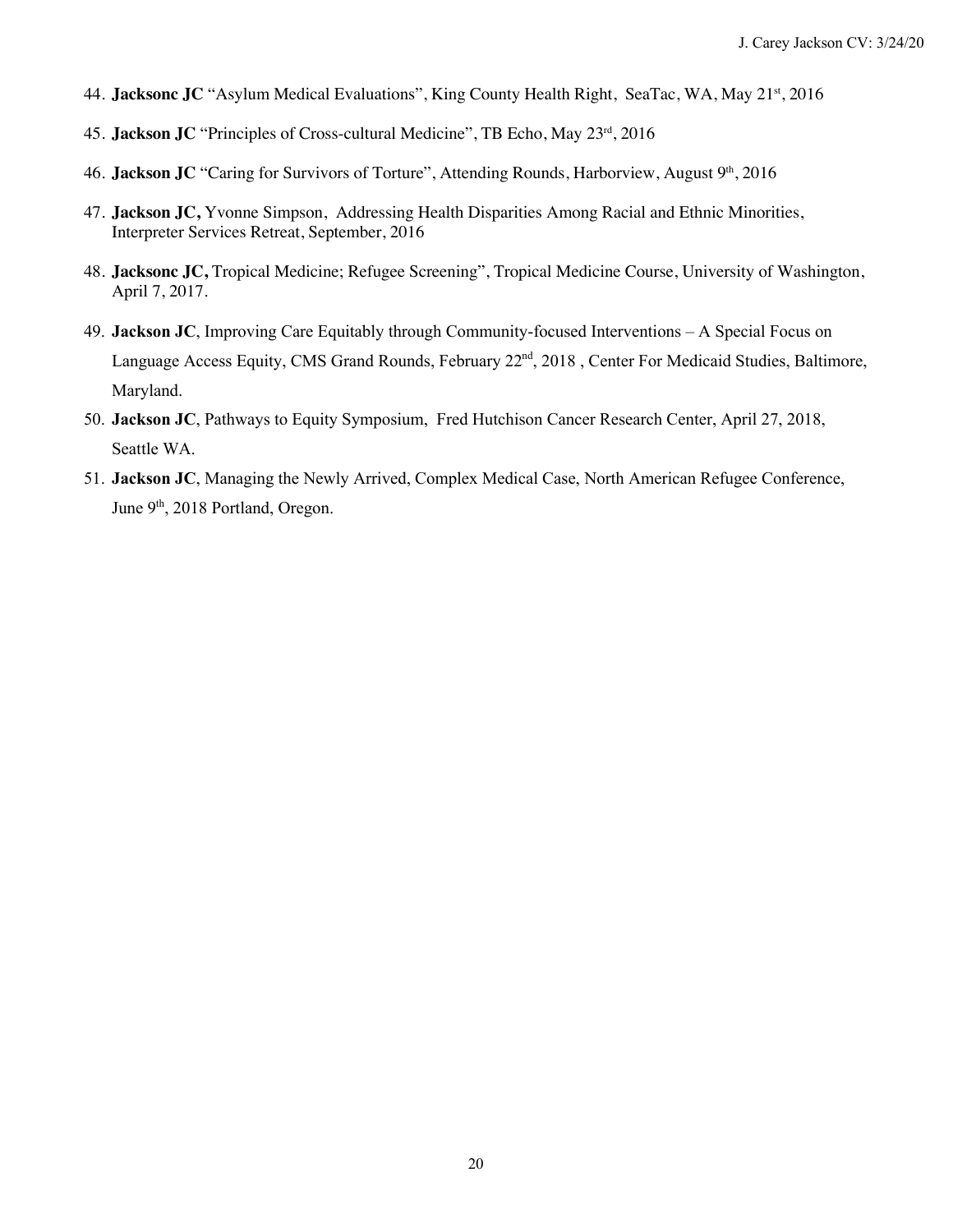44. **Jacksonc JC** "Asylum Medical Evaluations", King County Health Right, SeaTac, WA, May 21st, 2016
45. **Jackson JC** "Principles of Cross-cultural Medicine", TB Echo, May 23rd, 2016
46. **Jackson JC** "Caring for Survivors of Torture", Attending Rounds, Harborview, August 9th, 2016
47. **Jackson JC,** Yvonne Simpson, Addressing Health Disparities Among Racial and Ethnic Minorities, Interpreter Services Retreat, September, 2016
48. **Jacksonc JC,** Tropical Medicine; Refugee Screening", Tropical Medicine Course, University of Washington, April 7, 2017.
49. **Jackson JC**, Improving Care Equitably through Community-focused Interventions – A Special Focus on Language Access Equity, CMS Grand Rounds, February 22nd, 2018 , Center For Medicaid Studies, Baltimore, Maryland.
50. **Jackson JC**, Pathways to Equity Symposium, Fred Hutchison Cancer Research Center, April 27, 2018, Seattle WA.
51. **Jackson JC**, Managing the Newly Arrived, Complex Medical Case, North American Refugee Conference, June 9th, 2018 Portland, Oregon.